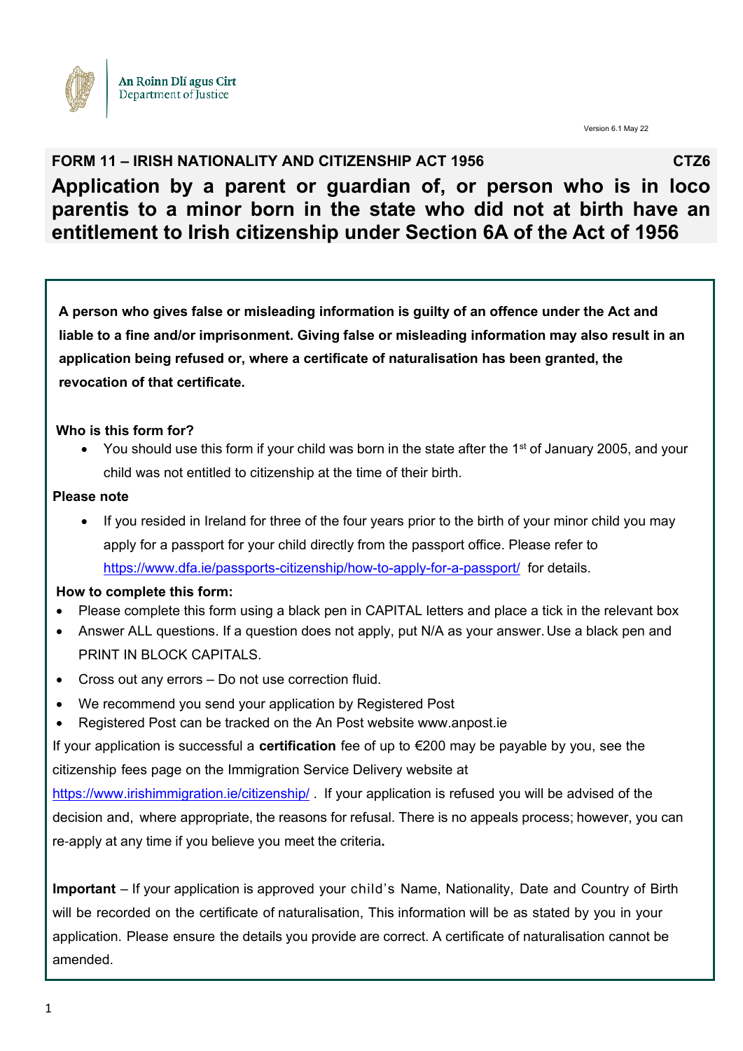An Roinn Dlí agus Cirt
Department of Justice

Version 6.1 May 22

**FORM 11 – IRISH NATIONALITY AND CITIZENSHIP ACT 1956** **CTZ6**

# Application by a parent or guardian of, or person who is in loco parentis to a minor born in the state who did not at birth have an entitlement to Irish citizenship under Section 6A of the Act of 1956

**A person who gives false or misleading information is guilty of an offence under the Act and liable to a fine and/or imprisonment. Giving false or misleading information may also result in an application being refused or, where a certificate of naturalisation has been granted, the revocation of that certificate.**

**Who is this form for?**

- You should use this form if your child was born in the state after the 1st of January 2005, and your child was not entitled to citizenship at the time of their birth.

**Please note**

- If you resided in Ireland for three of the four years prior to the birth of your minor child you may apply for a passport for your child directly from the passport office. Please refer to https://www.dfa.ie/passports-citizenship/how-to-apply-for-a-passport/ for details.

**How to complete this form:**

- Please complete this form using a black pen in CAPITAL letters and place a tick in the relevant box
- Answer ALL questions. If a question does not apply, put N/A as your answer. Use a black pen and PRINT IN BLOCK CAPITALS.
- Cross out any errors – Do not use correction fluid.
- We recommend you send your application by Registered Post
- Registered Post can be tracked on the An Post website www.anpost.ie

If your application is successful a **certification** fee of up to €200 may be payable by you, see the citizenship fees page on the Immigration Service Delivery website at https://www.irishimmigration.ie/citizenship/ . If your application is refused you will be advised of the decision and, where appropriate, the reasons for refusal. There is no appeals process; however, you can re-apply at any time if you believe you meet the criteria**.**

**Important** – If your application is approved your child's Name, Nationality, Date and Country of Birth will be recorded on the certificate of naturalisation, This information will be as stated by you in your application. Please ensure the details you provide are correct. A certificate of naturalisation cannot be amended.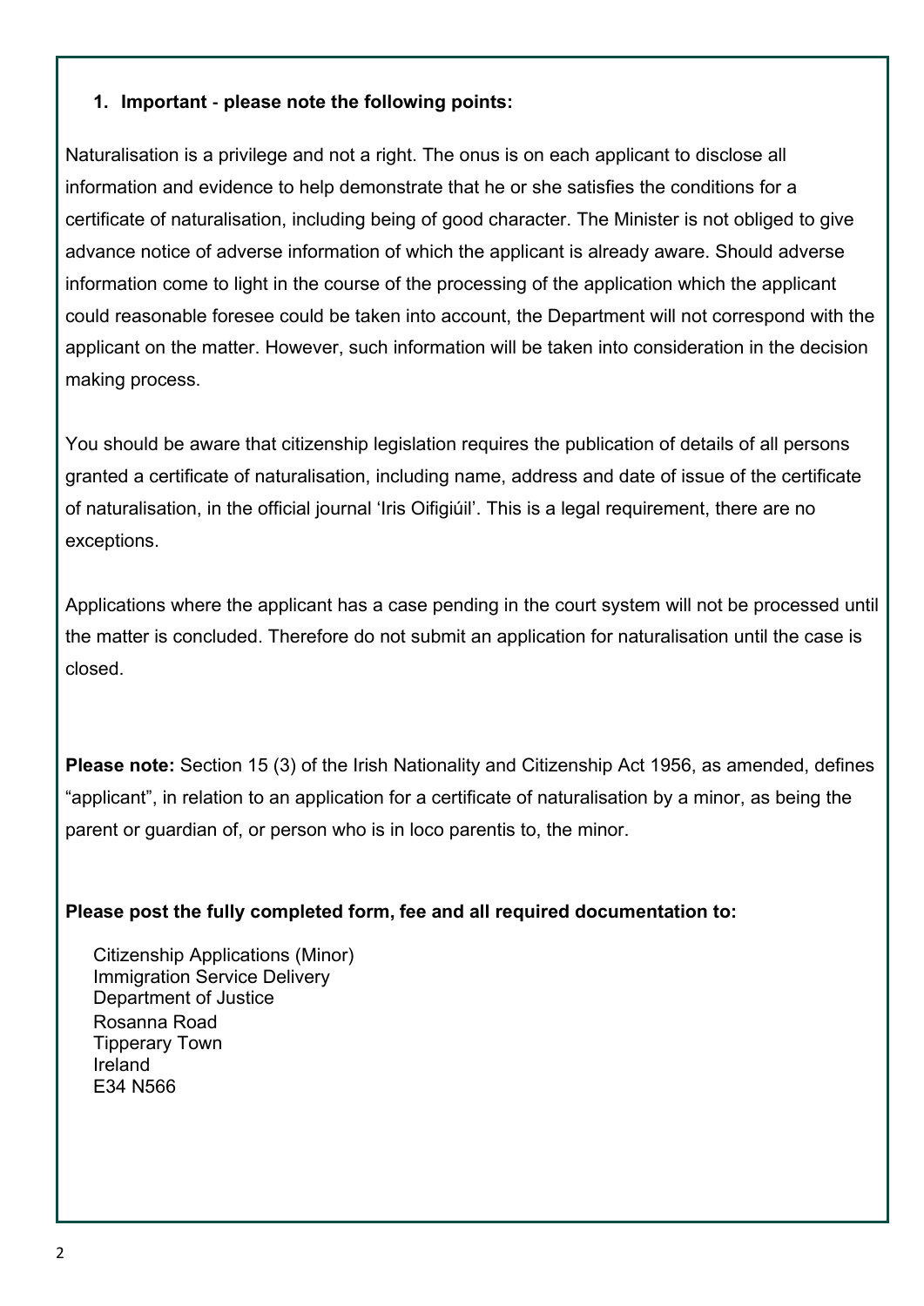1. **Important - please note the following points:**

Naturalisation is a privilege and not a right. The onus is on each applicant to disclose all information and evidence to help demonstrate that he or she satisfies the conditions for a certificate of naturalisation, including being of good character. The Minister is not obliged to give advance notice of adverse information of which the applicant is already aware. Should adverse information come to light in the course of the processing of the application which the applicant could reasonable foresee could be taken into account, the Department will not correspond with the applicant on the matter. However, such information will be taken into consideration in the decision making process.

You should be aware that citizenship legislation requires the publication of details of all persons granted a certificate of naturalisation, including name, address and date of issue of the certificate of naturalisation, in the official journal 'Iris Oifigiúil'. This is a legal requirement, there are no exceptions.

Applications where the applicant has a case pending in the court system will not be processed until the matter is concluded. Therefore do not submit an application for naturalisation until the case is closed.

**Please note:** Section 15 (3) of the Irish Nationality and Citizenship Act 1956, as amended, defines "applicant", in relation to an application for a certificate of naturalisation by a minor, as being the parent or guardian of, or person who is in loco parentis to, the minor.

**Please post the fully completed form, fee and all required documentation to:**

Citizenship Applications (Minor)
Immigration Service Delivery
Department of Justice
Rosanna Road
Tipperary Town
Ireland
E34 N566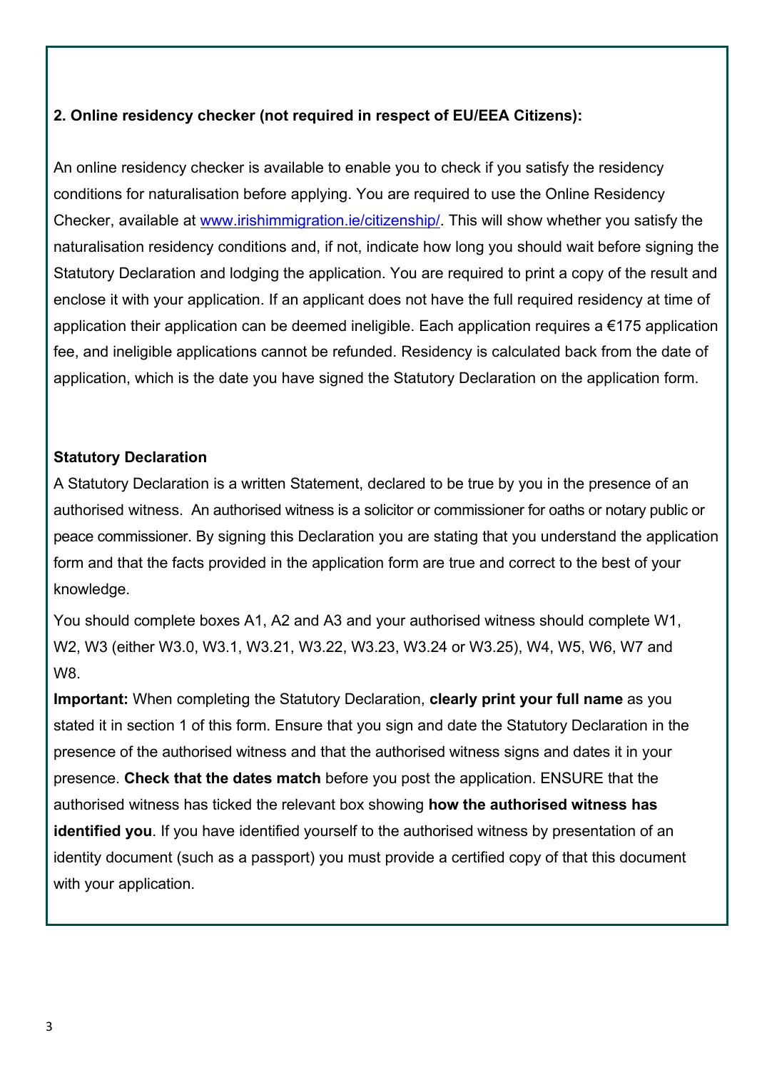**2. Online residency checker (not required in respect of EU/EEA Citizens):**

An online residency checker is available to enable you to check if you satisfy the residency conditions for naturalisation before applying. You are required to use the Online Residency Checker, available at www.irishimmigration.ie/citizenship/. This will show whether you satisfy the naturalisation residency conditions and, if not, indicate how long you should wait before signing the Statutory Declaration and lodging the application. You are required to print a copy of the result and enclose it with your application. If an applicant does not have the full required residency at time of application their application can be deemed ineligible. Each application requires a €175 application fee, and ineligible applications cannot be refunded. Residency is calculated back from the date of application, which is the date you have signed the Statutory Declaration on the application form.

**Statutory Declaration**

A Statutory Declaration is a written Statement, declared to be true by you in the presence of an authorised witness. An authorised witness is a solicitor or commissioner for oaths or notary public or peace commissioner. By signing this Declaration you are stating that you understand the application form and that the facts provided in the application form are true and correct to the best of your knowledge.

You should complete boxes A1, A2 and A3 and your authorised witness should complete W1, W2, W3 (either W3.0, W3.1, W3.21, W3.22, W3.23, W3.24 or W3.25), W4, W5, W6, W7 and W8.

**Important:** When completing the Statutory Declaration, **clearly print your full name** as you stated it in section 1 of this form. Ensure that you sign and date the Statutory Declaration in the presence of the authorised witness and that the authorised witness signs and dates it in your presence. **Check that the dates match** before you post the application. ENSURE that the authorised witness has ticked the relevant box showing **how the authorised witness has identified you**. If you have identified yourself to the authorised witness by presentation of an identity document (such as a passport) you must provide a certified copy of that this document with your application.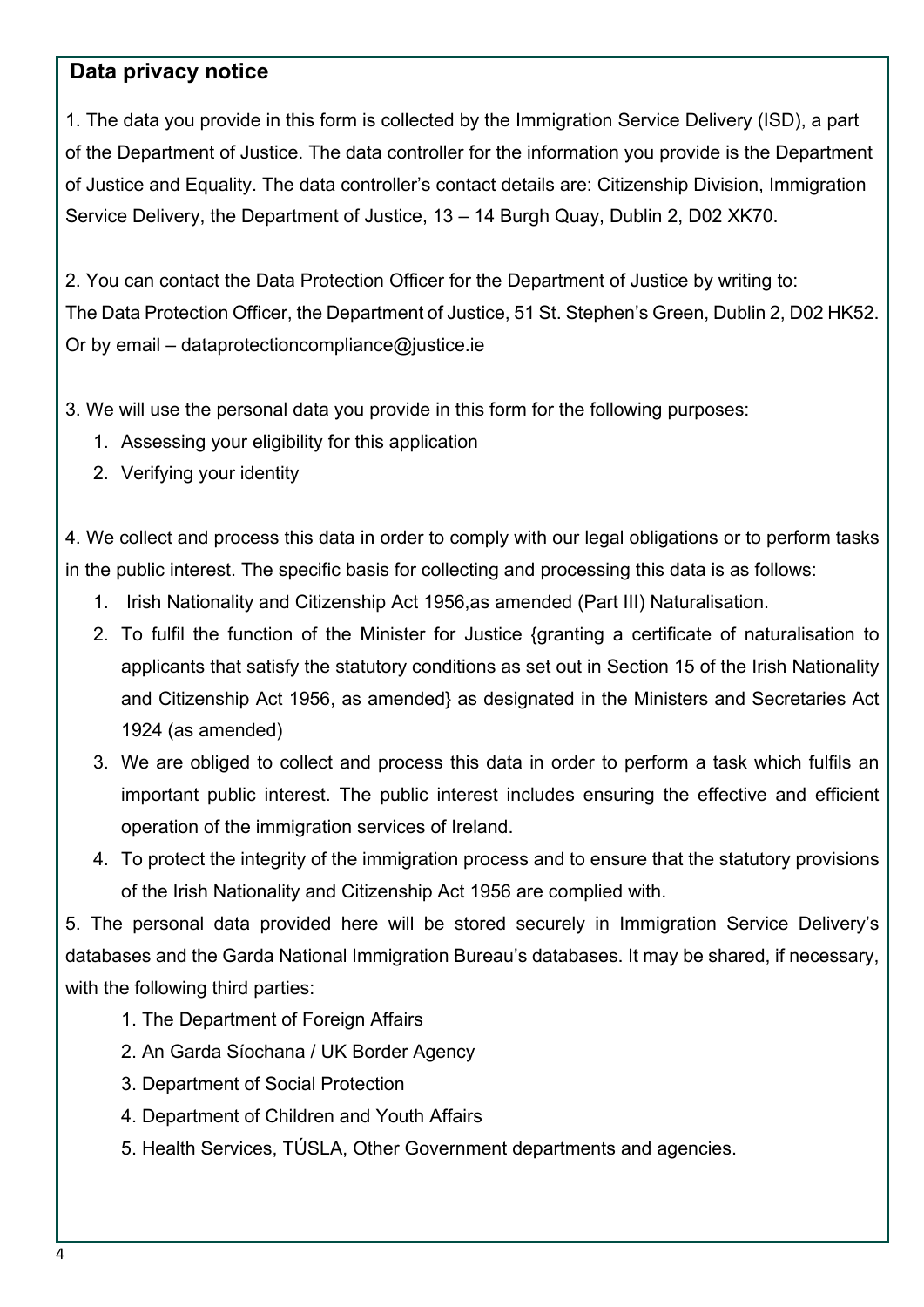## Data privacy notice

1. The data you provide in this form is collected by the Immigration Service Delivery (ISD), a part of the Department of Justice. The data controller for the information you provide is the Department of Justice and Equality. The data controller's contact details are: Citizenship Division, Immigration Service Delivery, the Department of Justice, 13 – 14 Burgh Quay, Dublin 2, D02 XK70.

2. You can contact the Data Protection Officer for the Department of Justice by writing to: The Data Protection Officer, the Department of Justice, 51 St. Stephen's Green, Dublin 2, D02 HK52. Or by email – dataprotectioncompliance@justice.ie

3. We will use the personal data you provide in this form for the following purposes:

   1. Assessing your eligibility for this application
   2. Verifying your identity

4. We collect and process this data in order to comply with our legal obligations or to perform tasks in the public interest. The specific basis for collecting and processing this data is as follows:

   1. Irish Nationality and Citizenship Act 1956,as amended (Part III) Naturalisation.
   2. To fulfil the function of the Minister for Justice {granting a certificate of naturalisation to applicants that satisfy the statutory conditions as set out in Section 15 of the Irish Nationality and Citizenship Act 1956, as amended} as designated in the Ministers and Secretaries Act 1924 (as amended)
   3. We are obliged to collect and process this data in order to perform a task which fulfils an important public interest. The public interest includes ensuring the effective and efficient operation of the immigration services of Ireland.
   4. To protect the integrity of the immigration process and to ensure that the statutory provisions of the Irish Nationality and Citizenship Act 1956 are complied with.

5. The personal data provided here will be stored securely in Immigration Service Delivery's databases and the Garda National Immigration Bureau's databases. It may be shared, if necessary, with the following third parties:

   1. The Department of Foreign Affairs
   2. An Garda Síochana / UK Border Agency
   3. Department of Social Protection
   4. Department of Children and Youth Affairs
   5. Health Services, TÚSLA, Other Government departments and agencies.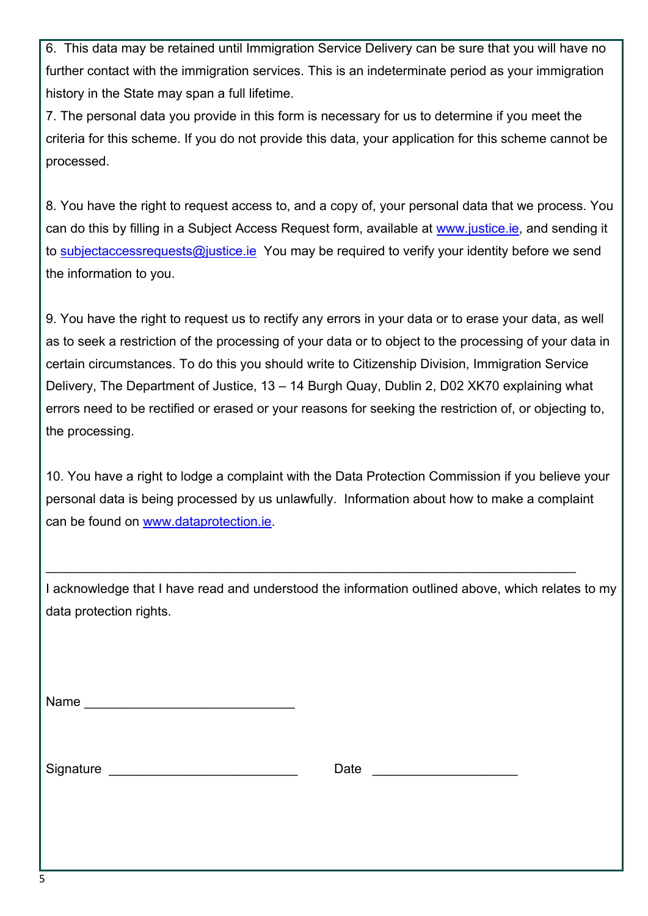6. This data may be retained until Immigration Service Delivery can be sure that you will have no further contact with the immigration services. This is an indeterminate period as your immigration history in the State may span a full lifetime.

7. The personal data you provide in this form is necessary for us to determine if you meet the criteria for this scheme. If you do not provide this data, your application for this scheme cannot be processed.

8. You have the right to request access to, and a copy of, your personal data that we process. You can do this by filling in a Subject Access Request form, available at [www.justice.ie](http://www.justice.ie), and sending it to [subjectaccessrequests@justice.ie](mailto:subjectaccessrequests@justice.ie) You may be required to verify your identity before we send the information to you.

9. You have the right to request us to rectify any errors in your data or to erase your data, as well as to seek a restriction of the processing of your data or to object to the processing of your data in certain circumstances. To do this you should write to Citizenship Division, Immigration Service Delivery, The Department of Justice, 13 – 14 Burgh Quay, Dublin 2, D02 XK70 explaining what errors need to be rectified or erased or your reasons for seeking the restriction of, or objecting to, the processing.

10. You have a right to lodge a complaint with the Data Protection Commission if you believe your personal data is being processed by us unlawfully. Information about how to make a complaint can be found on [www.dataprotection.ie](http://www.dataprotection.ie).

---

I acknowledge that I have read and understood the information outlined above, which relates to my data protection rights.

Name ____________________________

Signature __________________________ Date ____________________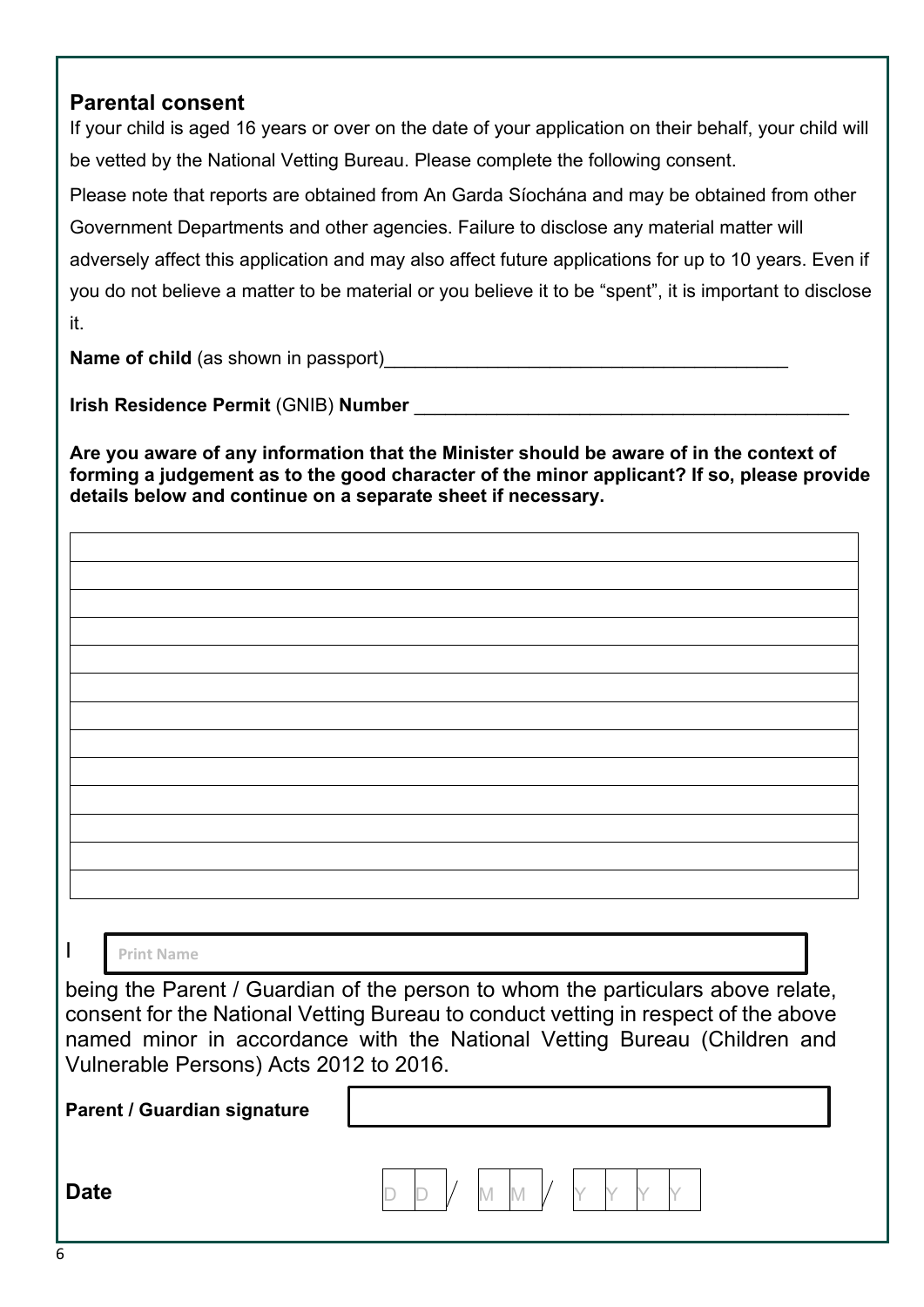## Parental consent

If your child is aged 16 years or over on the date of your application on their behalf, your child will be vetted by the National Vetting Bureau. Please complete the following consent.

Please note that reports are obtained from An Garda Síochána and may be obtained from other Government Departments and other agencies. Failure to disclose any material matter will adversely affect this application and may also affect future applications for up to 10 years. Even if you do not believe a matter to be material or you believe it to be "spent", it is important to disclose it.

**Name of child** (as shown in passport)________________________________________

**Irish Residence Permit** (GNIB) **Number** ___________________________________________

**Are you aware of any information that the Minister should be aware of in the context of forming a judgement as to the good character of the minor applicant? If so, please provide details below and continue on a separate sheet if necessary.**

|  |
|---|
|  |
|  |
|  |
|  |
|  |
|  |
|  |
|  |
|  |
|  |
|  |
|  |

I Print Name

being the Parent / Guardian of the person to whom the particulars above relate, consent for the National Vetting Bureau to conduct vetting in respect of the above named minor in accordance with the National Vetting Bureau (Children and Vulnerable Persons) Acts 2012 to 2016.

**Parent / Guardian signature**

**Date** D D / M M / Y Y Y Y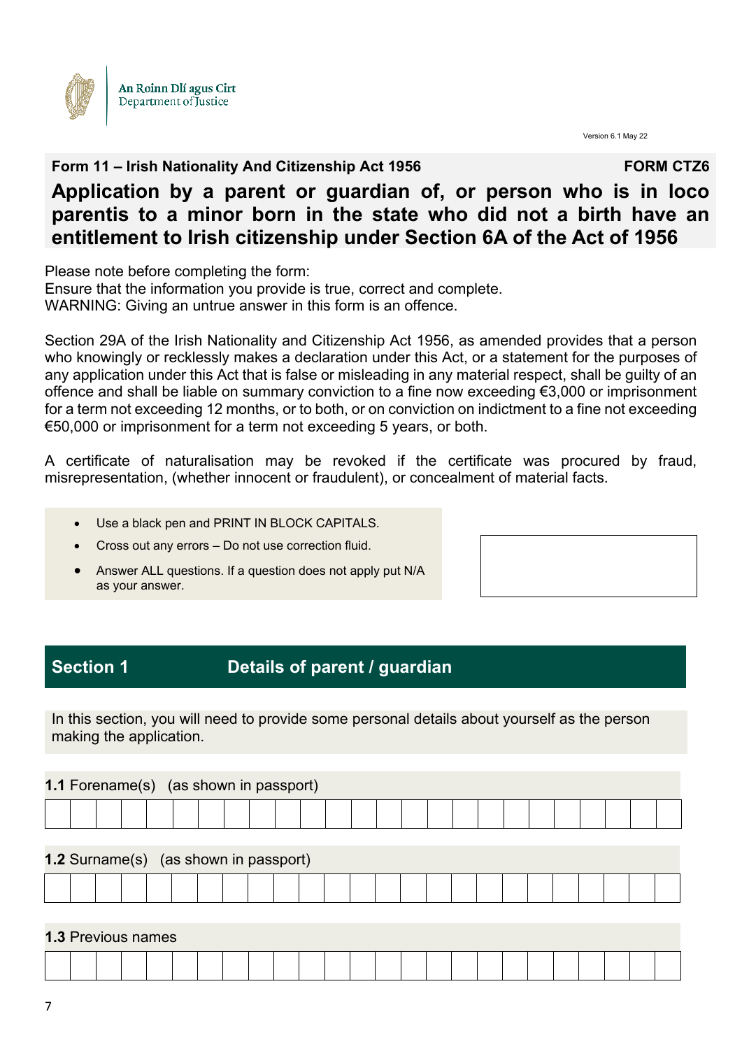An Roinn Dlí agus Cirt
Department of Justice

Version 6.1 May 22

**Form 11 – Irish Nationality And Citizenship Act 1956** **FORM CTZ6**

# Application by a parent or guardian of, or person who is in loco parentis to a minor born in the state who did not a birth have an entitlement to Irish citizenship under Section 6A of the Act of 1956

Please note before completing the form:
Ensure that the information you provide is true, correct and complete.
WARNING: Giving an untrue answer in this form is an offence.

Section 29A of the Irish Nationality and Citizenship Act 1956, as amended provides that a person who knowingly or recklessly makes a declaration under this Act, or a statement for the purposes of any application under this Act that is false or misleading in any material respect, shall be guilty of an offence and shall be liable on summary conviction to a fine now exceeding €3,000 or imprisonment for a term not exceeding 12 months, or to both, or on conviction on indictment to a fine not exceeding €50,000 or imprisonment for a term not exceeding 5 years, or both.

A certificate of naturalisation may be revoked if the certificate was procured by fraud, misrepresentation, (whether innocent or fraudulent), or concealment of material facts.

- Use a black pen and PRINT IN BLOCK CAPITALS.
- Cross out any errors – Do not use correction fluid.
- Answer ALL questions. If a question does not apply put N/A as your answer.

## Section 1 Details of parent / guardian

In this section, you will need to provide some personal details about yourself as the person making the application.

**1.1** Forename(s) (as shown in passport)

**1.2** Surname(s) (as shown in passport)

**1.3** Previous names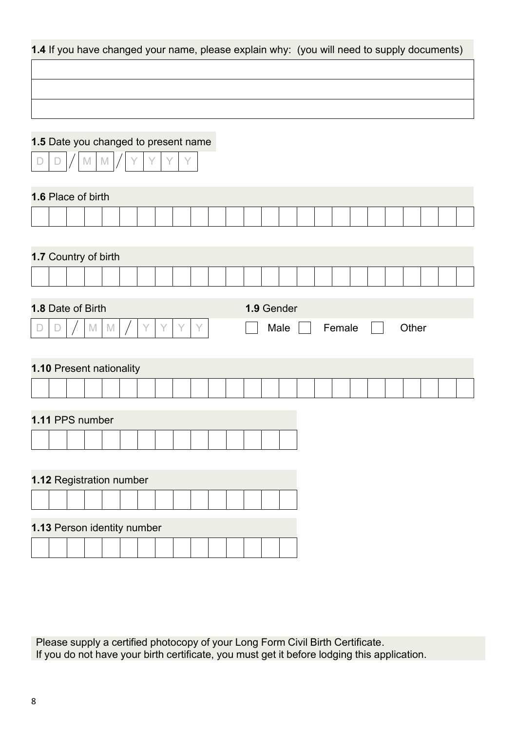**1.4** If you have changed your name, please explain why: (you will need to supply documents)

| |
|---|
| |
| |
| |

**1.5** Date you changed to present name

D D / M M / Y Y Y Y

**1.6** Place of birth

**1.7** Country of birth

**1.8** Date of Birth

D D / M M / Y Y Y Y

**1.9** Gender

☐ Male ☐ Female ☐ Other

**1.10** Present nationality

**1.11** PPS number

**1.12** Registration number

**1.13** Person identity number

Please supply a certified photocopy of your Long Form Civil Birth Certificate.
If you do not have your birth certificate, you must get it before lodging this application.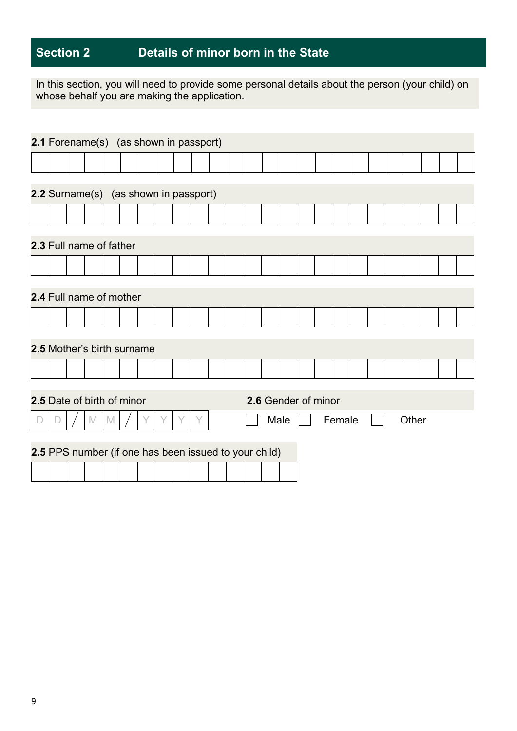## Section 2 Details of minor born in the State

In this section, you will need to provide some personal details about the person (your child) on whose behalf you are making the application.

**2.1** Forename(s) (as shown in passport)

| | | | | | | | | | | | | | | | | | | | | | | | | |
|---|---|---|---|---|---|---|---|---|---|---|---|---|---|---|---|---|---|---|---|---|---|---|---|---|

**2.2** Surname(s) (as shown in passport)

| | | | | | | | | | | | | | | | | | | | | | | | | |
|---|---|---|---|---|---|---|---|---|---|---|---|---|---|---|---|---|---|---|---|---|---|---|---|---|

**2.3** Full name of father

| | | | | | | | | | | | | | | | | | | | | | | | | |
|---|---|---|---|---|---|---|---|---|---|---|---|---|---|---|---|---|---|---|---|---|---|---|---|---|

**2.4** Full name of mother

| | | | | | | | | | | | | | | | | | | | | | | | | |
|---|---|---|---|---|---|---|---|---|---|---|---|---|---|---|---|---|---|---|---|---|---|---|---|---|

**2.5** Mother's birth surname

| | | | | | | | | | | | | | | | | | | | | | | | | |
|---|---|---|---|---|---|---|---|---|---|---|---|---|---|---|---|---|---|---|---|---|---|---|---|---|

**2.5** Date of birth of minor

| D | D | / | M | M | / | Y | Y | Y | Y |
|---|---|---|---|---|---|---|---|---|---|

**2.6** Gender of minor

☐ Male ☐ Female ☐ Other

**2.5** PPS number (if one has been issued to your child)

| | | | | | | | | | | | | | | |
|---|---|---|---|---|---|---|---|---|---|---|---|---|---|---|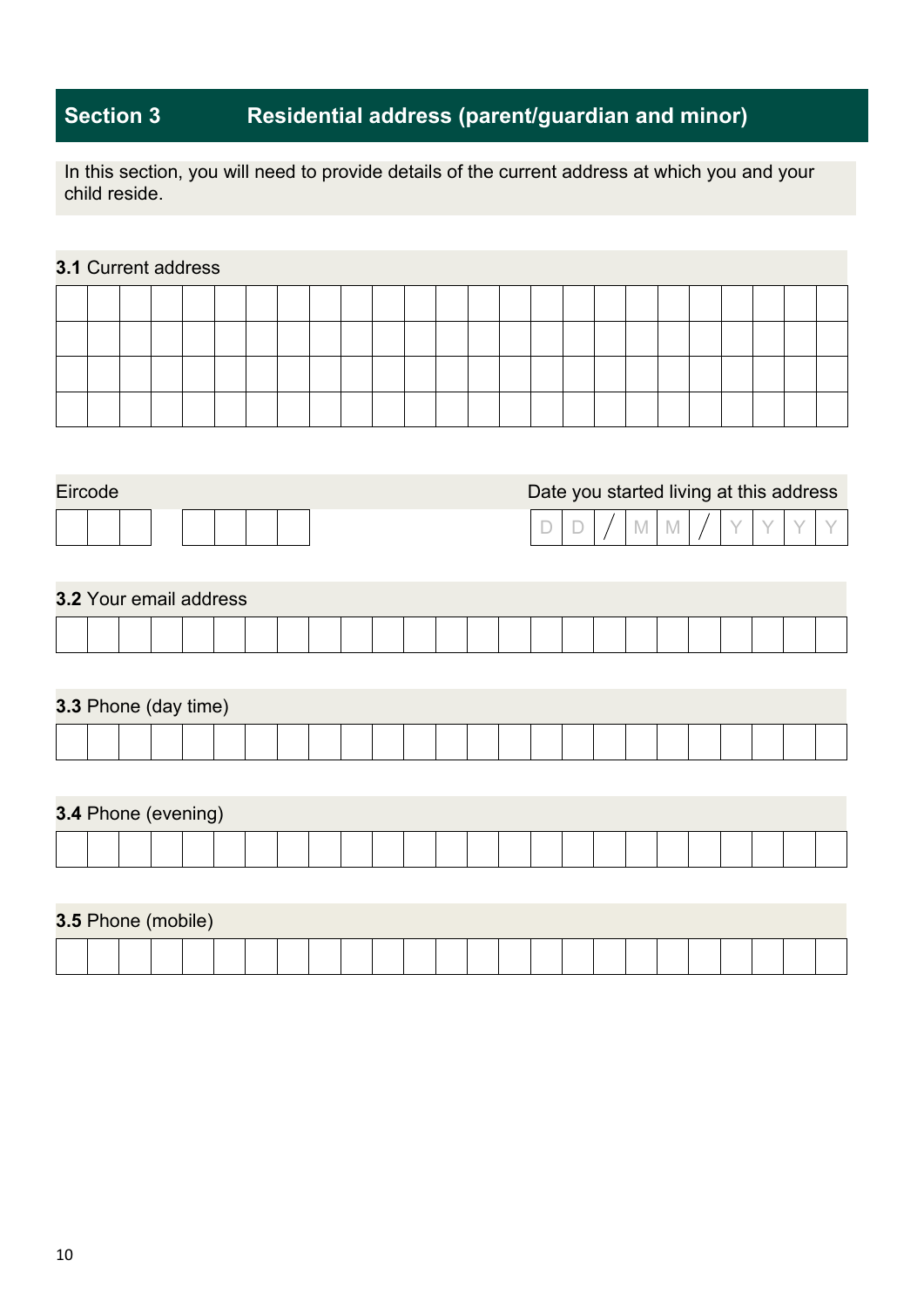## Section 3 Residential address (parent/guardian and minor)

In this section, you will need to provide details of the current address at which you and your child reside.

**3.1** Current address

| | | | | | | | | | | | | | | | | | | | | | | | | |
|---|---|---|---|---|---|---|---|---|---|---|---|---|---|---|---|---|---|---|---|---|---|---|---|---|
| | | | | | | | | | | | | | | | | | | | | | | | | |
| | | | | | | | | | | | | | | | | | | | | | | | | |
| | | | | | | | | | | | | | | | | | | | | | | | | |

Eircode

| | | | | | | | |
|---|---|---|---|---|---|---|---|
| | | | | | | | |

Date you started living at this address

| D | D | / | M | M | / | Y | Y | Y | Y |
|---|---|---|---|---|---|---|---|---|---|

**3.2** Your email address

| | | | | | | | | | | | | | | | | | | | | | | | | |
|---|---|---|---|---|---|---|---|---|---|---|---|---|---|---|---|---|---|---|---|---|---|---|---|---|

**3.3** Phone (day time)

| | | | | | | | | | | | | | | | | | | | | | | | | |
|---|---|---|---|---|---|---|---|---|---|---|---|---|---|---|---|---|---|---|---|---|---|---|---|---|

**3.4** Phone (evening)

| | | | | | | | | | | | | | | | | | | | | | | | | |
|---|---|---|---|---|---|---|---|---|---|---|---|---|---|---|---|---|---|---|---|---|---|---|---|---|

**3.5** Phone (mobile)

| | | | | | | | | | | | | | | | | | | | | | | | | |
|---|---|---|---|---|---|---|---|---|---|---|---|---|---|---|---|---|---|---|---|---|---|---|---|---|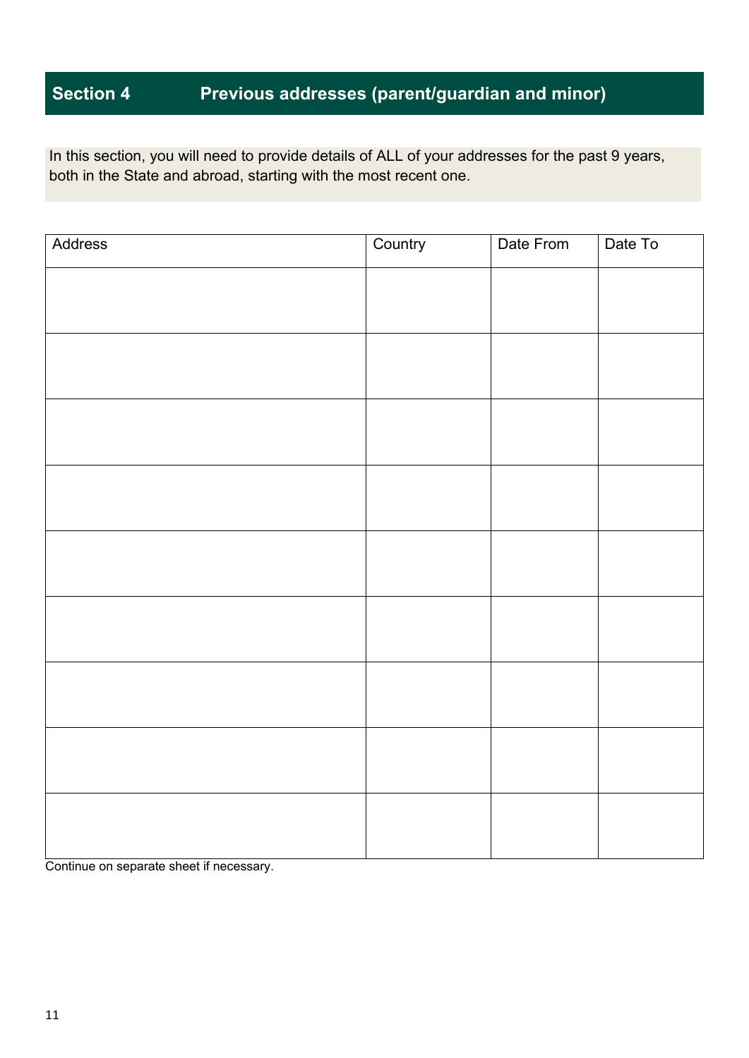## Section 4 Previous addresses (parent/guardian and minor)

In this section, you will need to provide details of ALL of your addresses for the past 9 years, both in the State and abroad, starting with the most recent one.

| Address | Country | Date From | Date To |
|---|---|---|---|
| | | | |
| | | | |
| | | | |
| | | | |
| | | | |
| | | | |
| | | | |
| | | | |
| | | | |

Continue on separate sheet if necessary.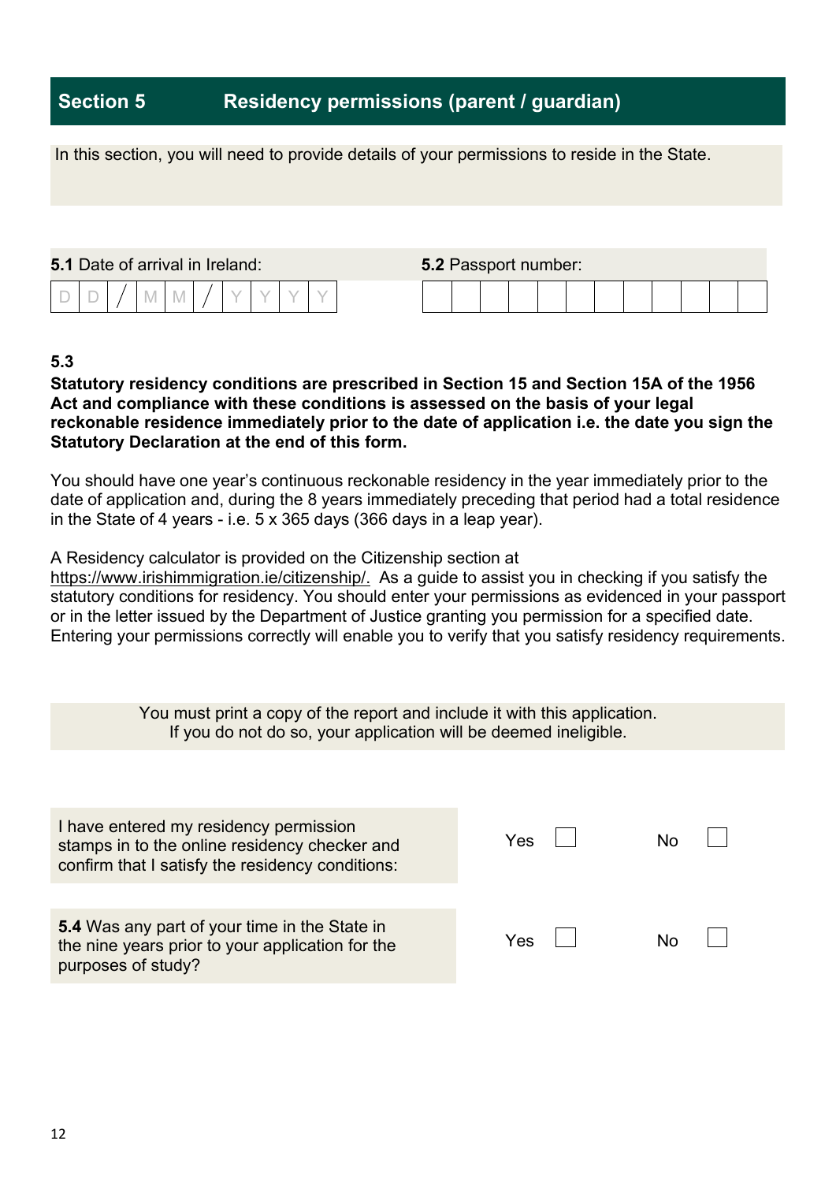## Section 5 Residency permissions (parent / guardian)

In this section, you will need to provide details of your permissions to reside in the State.

| **5.1** Date of arrival in Ireland: | **5.2** Passport number: |
|---|---|
| D D / M M / Y Y Y Y | |

**5.3**

**Statutory residency conditions are prescribed in Section 15 and Section 15A of the 1956 Act and compliance with these conditions is assessed on the basis of your legal reckonable residence immediately prior to the date of application i.e. the date you sign the Statutory Declaration at the end of this form.**

You should have one year's continuous reckonable residency in the year immediately prior to the date of application and, during the 8 years immediately preceding that period had a total residence in the State of 4 years - i.e. 5 x 365 days (366 days in a leap year).

A Residency calculator is provided on the Citizenship section at https://www.irishimmigration.ie/citizenship/. As a guide to assist you in checking if you satisfy the statutory conditions for residency. You should enter your permissions as evidenced in your passport or in the letter issued by the Department of Justice granting you permission for a specified date. Entering your permissions correctly will enable you to verify that you satisfy residency requirements.

You must print a copy of the report and include it with this application.
If you do not do so, your application will be deemed ineligible.

| | | |
|---|---|---|
| I have entered my residency permission stamps in to the online residency checker and confirm that I satisfy the residency conditions: | Yes ☐ | No ☐ |
| **5.4** Was any part of your time in the State in the nine years prior to your application for the purposes of study? | Yes ☐ | No ☐ |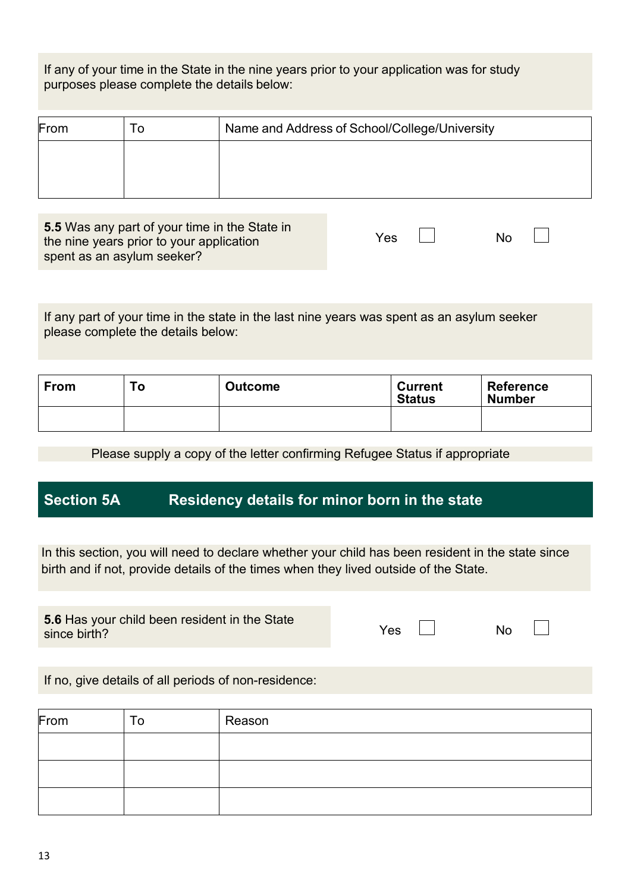If any of your time in the State in the nine years prior to your application was for study purposes please complete the details below:

| From | To | Name and Address of School/College/University |
|---|---|---|
| | | |

**5.5** Was any part of your time in the State in the nine years prior to your application spent as an asylum seeker?

Yes ☐ No ☐

If any part of your time in the state in the last nine years was spent as an asylum seeker please complete the details below:

| **From** | **To** | **Outcome** | **Current Status** | **Reference Number** |
|---|---|---|---|---|
| | | | | |

Please supply a copy of the letter confirming Refugee Status if appropriate

## Section 5A Residency details for minor born in the state

In this section, you will need to declare whether your child has been resident in the state since birth and if not, provide details of the times when they lived outside of the State.

**5.6** Has your child been resident in the State since birth?

Yes ☐ No ☐

If no, give details of all periods of non-residence:

| From | To | Reason |
|---|---|---|
| | | |
| | | |
| | | |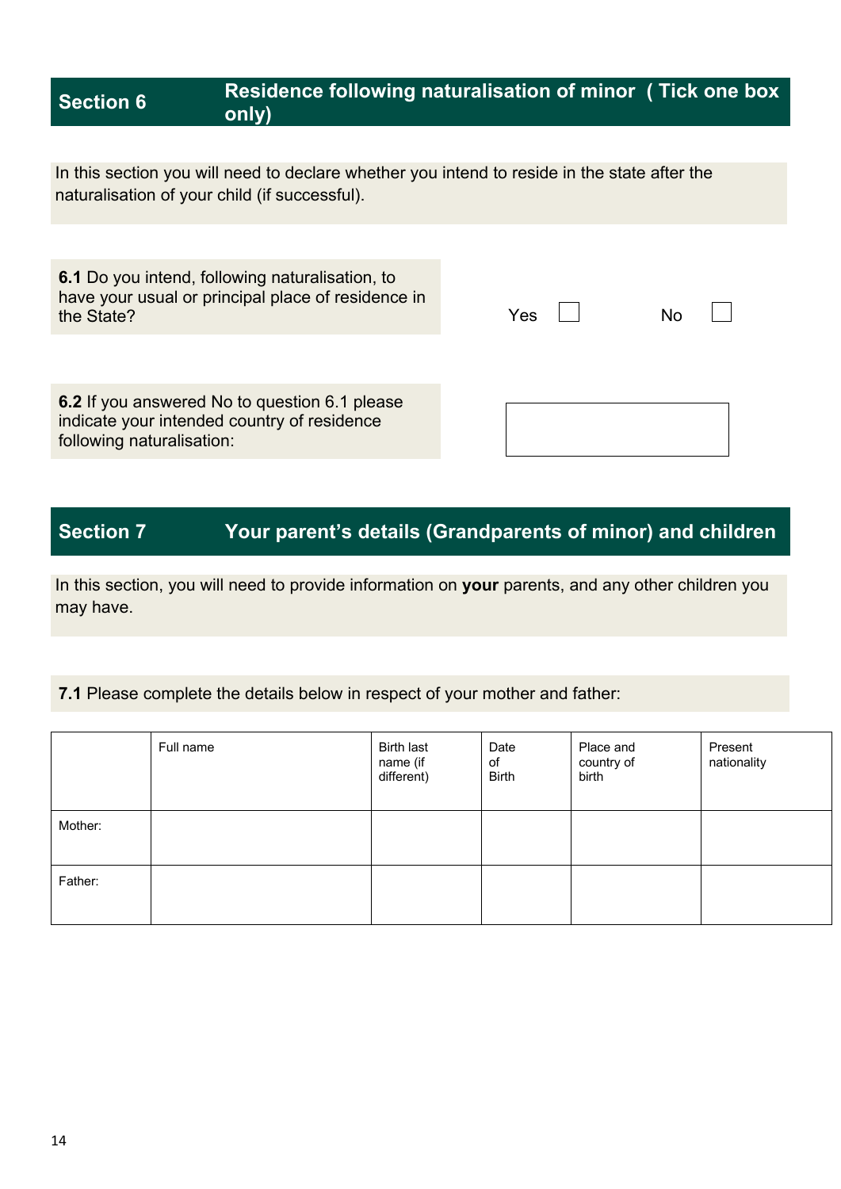## Section 6 Residence following naturalisation of minor ( Tick one box only)

In this section you will need to declare whether you intend to reside in the state after the naturalisation of your child (if successful).

**6.1** Do you intend, following naturalisation, to have your usual or principal place of residence in the State?

Yes ☐ No ☐

**6.2** If you answered No to question 6.1 please indicate your intended country of residence following naturalisation:

| |
|---|
| |

## Section 7 Your parent's details (Grandparents of minor) and children

In this section, you will need to provide information on **your** parents, and any other children you may have.

**7.1** Please complete the details below in respect of your mother and father:

| | Full name | Birth last name (if different) | Date of Birth | Place and country of birth | Present nationality |
|---|---|---|---|---|---|
| Mother: | | | | | |
| Father: | | | | | |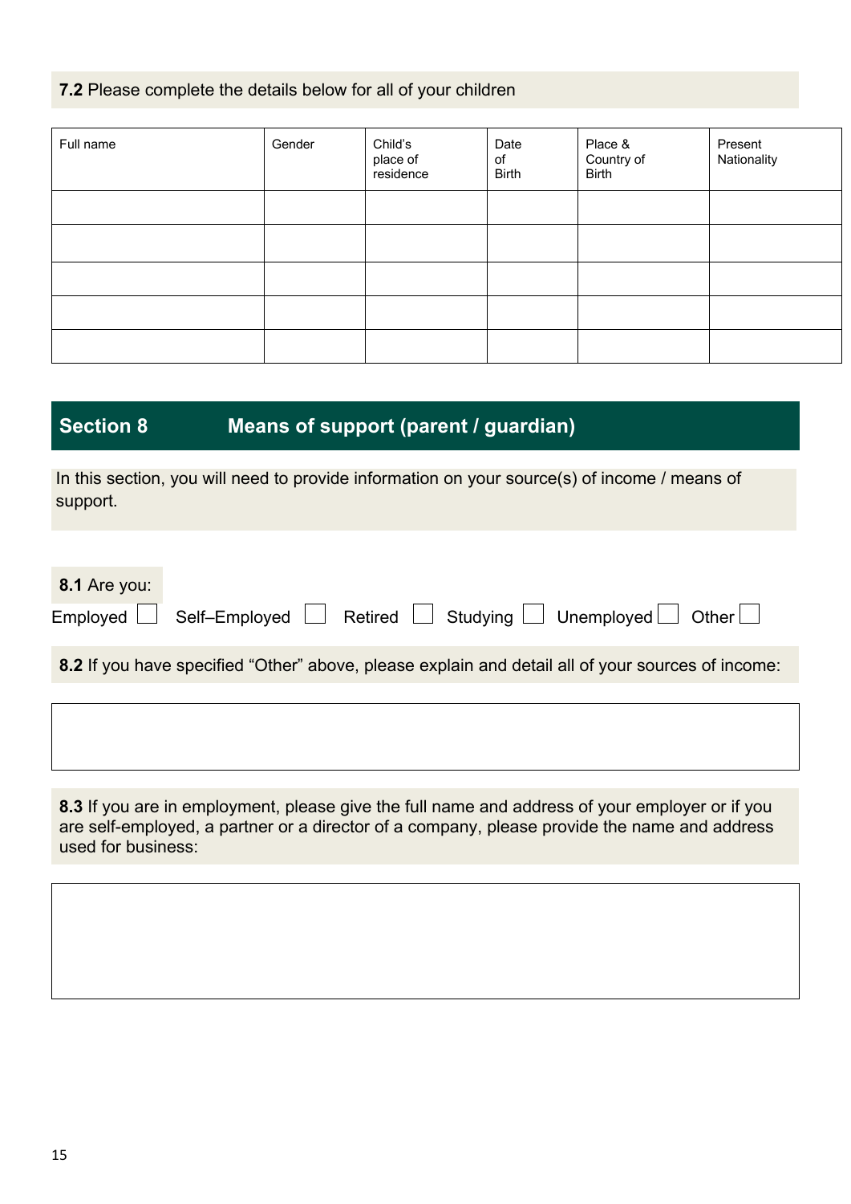**7.2** Please complete the details below for all of your children

| Full name | Gender | Child's place of residence | Date of Birth | Place & Country of Birth | Present Nationality |
|---|---|---|---|---|---|
| | | | | | |
| | | | | | |
| | | | | | |
| | | | | | |
| | | | | | |

## Section 8 Means of support (parent / guardian)

In this section, you will need to provide information on your source(s) of income / means of support.

**8.1** Are you:

Employed ☐ Self–Employed ☐ Retired ☐ Studying ☐ Unemployed ☐ Other ☐

**8.2** If you have specified "Other" above, please explain and detail all of your sources of income:

| |
|---|
| |

**8.3** If you are in employment, please give the full name and address of your employer or if you are self-employed, a partner or a director of a company, please provide the name and address used for business:

| |
|---|
| |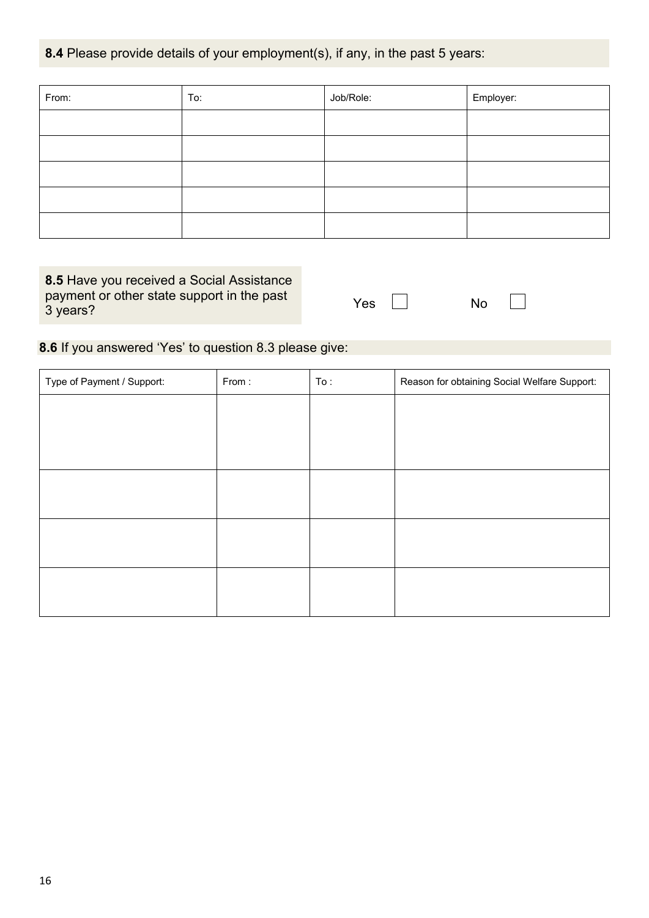**8.4** Please provide details of your employment(s), if any, in the past 5 years:

| From: | To: | Job/Role: | Employer: |
|---|---|---|---|
| | | | |
| | | | |
| | | | |
| | | | |
| | | | |

**8.5** Have you received a Social Assistance payment or other state support in the past 3 years?

Yes ☐ No ☐

**8.6** If you answered 'Yes' to question 8.3 please give:

| Type of Payment / Support: | From : | To : | Reason for obtaining Social Welfare Support: |
|---|---|---|---|
| | | | |
| | | | |
| | | | |
| | | | |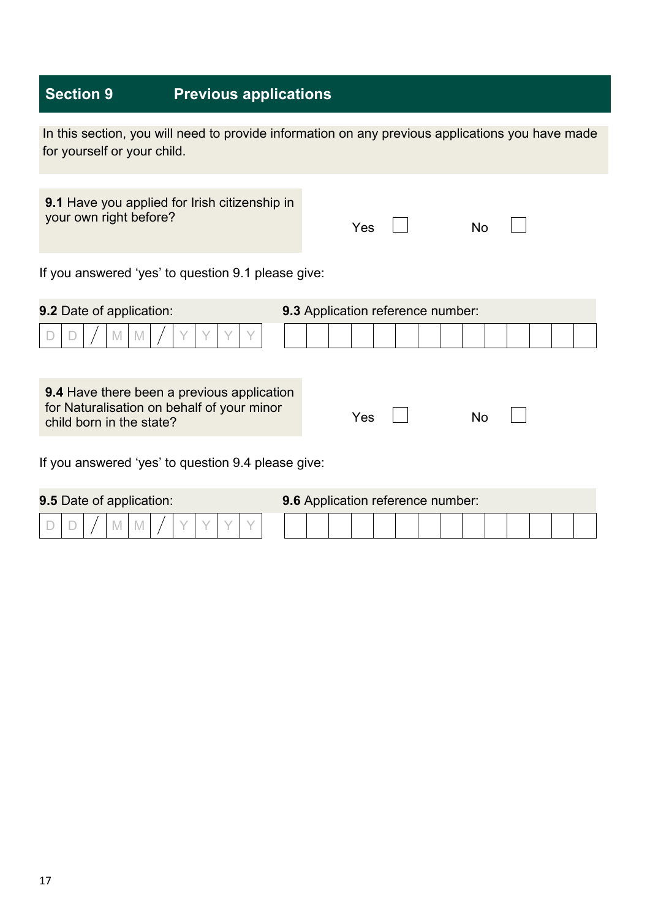## Section 9 Previous applications

In this section, you will need to provide information on any previous applications you have made for yourself or your child.

**9.1** Have you applied for Irish citizenship in your own right before?

Yes ☐ No ☐

If you answered 'yes' to question 9.1 please give:

**9.2** Date of application: D D / M M / Y Y Y Y

**9.3** Application reference number:

**9.4** Have there been a previous application for Naturalisation on behalf of your minor child born in the state?

Yes ☐ No ☐

If you answered 'yes' to question 9.4 please give:

**9.5** Date of application: D D / M M / Y Y Y Y

**9.6** Application reference number: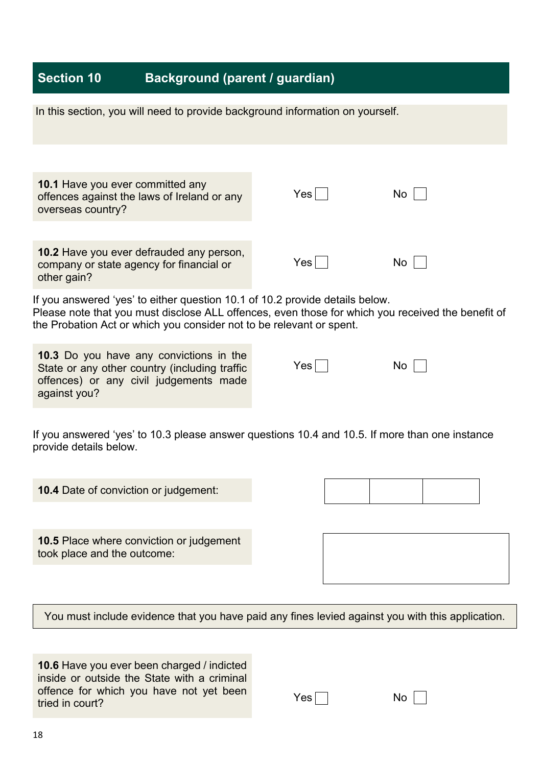## Section 10 Background (parent / guardian)

In this section, you will need to provide background information on yourself.

**10.1** Have you ever committed any offences against the laws of Ireland or any overseas country? Yes ☐ No ☐

**10.2** Have you ever defrauded any person, company or state agency for financial or other gain? Yes ☐ No ☐

If you answered 'yes' to either question 10.1 of 10.2 provide details below.
Please note that you must disclose ALL offences, even those for which you received the benefit of the Probation Act or which you consider not to be relevant or spent.

**10.3** Do you have any convictions in the State or any other country (including traffic offences) or any civil judgements made against you? Yes ☐ No ☐

If you answered 'yes' to 10.3 please answer questions 10.4 and 10.5. If more than one instance provide details below.

**10.4** Date of conviction or judgement:

| | | |
|---|---|---|
| | | |

**10.5** Place where conviction or judgement took place and the outcome:

| |
|---|
| |

You must include evidence that you have paid any fines levied against you with this application.

**10.6** Have you ever been charged / indicted inside or outside the State with a criminal offence for which you have not yet been tried in court? Yes ☐ No ☐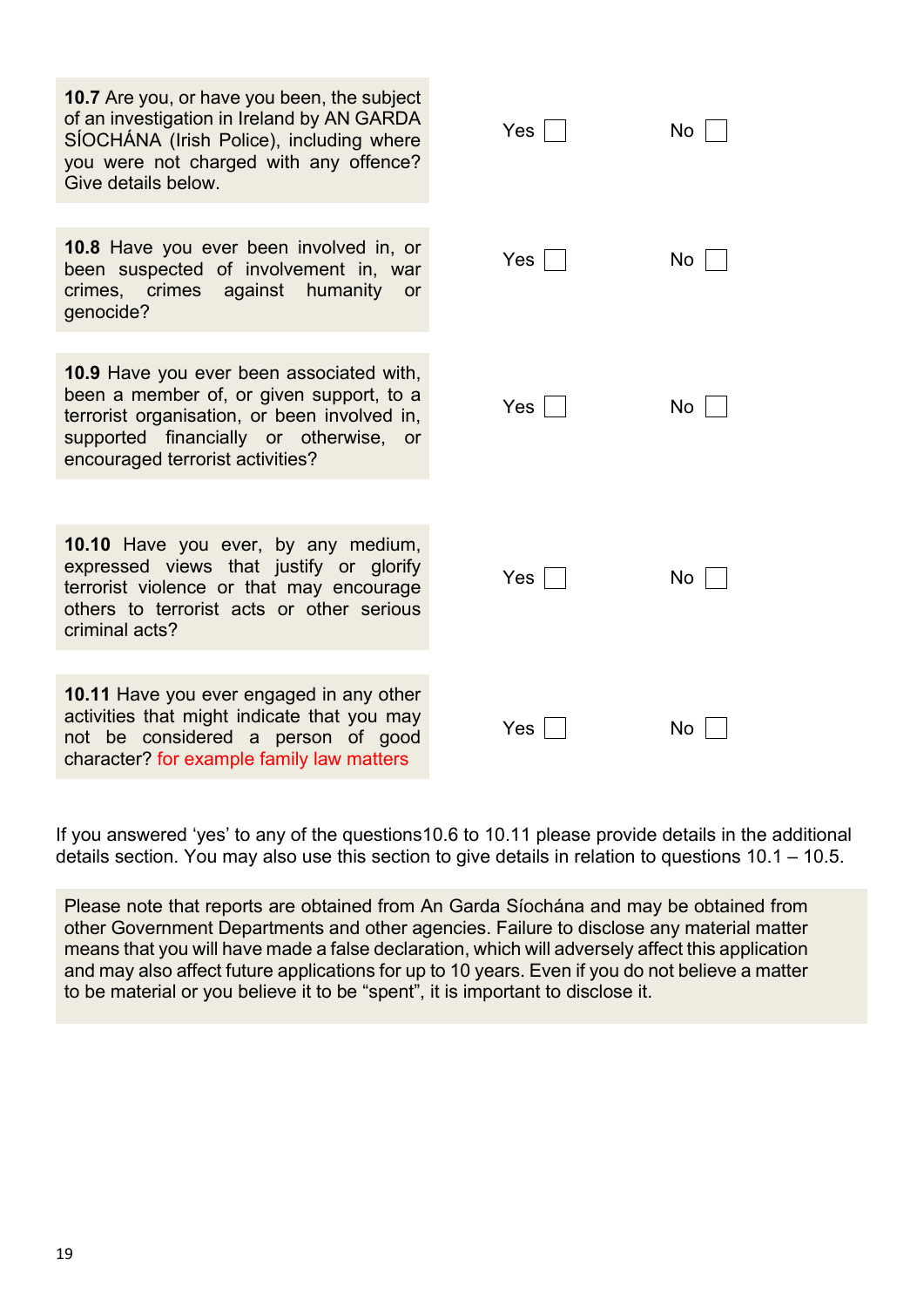| Question | Yes | No |
| --- | --- | --- |
| **10.7** Are you, or have you been, the subject of an investigation in Ireland by AN GARDA SÍOCHÁNA (Irish Police), including where you were not charged with any offence? Give details below. | Yes ☐ | No ☐ |
| **10.8** Have you ever been involved in, or been suspected of involvement in, war crimes, crimes against humanity or genocide? | Yes ☐ | No ☐ |
| **10.9** Have you ever been associated with, been a member of, or given support, to a terrorist organisation, or been involved in, supported financially or otherwise, or encouraged terrorist activities? | Yes ☐ | No ☐ |
| **10.10** Have you ever, by any medium, expressed views that justify or glorify terrorist violence or that may encourage others to terrorist acts or other serious criminal acts? | Yes ☐ | No ☐ |
| **10.11** Have you ever engaged in any other activities that might indicate that you may not be considered a person of good character? for example family law matters | Yes ☐ | No ☐ |

If you answered 'yes' to any of the questions10.6 to 10.11 please provide details in the additional details section. You may also use this section to give details in relation to questions 10.1 – 10.5.

Please note that reports are obtained from An Garda Síochána and may be obtained from other Government Departments and other agencies. Failure to disclose any material matter means that you will have made a false declaration, which will adversely affect this application and may also affect future applications for up to 10 years. Even if you do not believe a matter to be material or you believe it to be "spent", it is important to disclose it.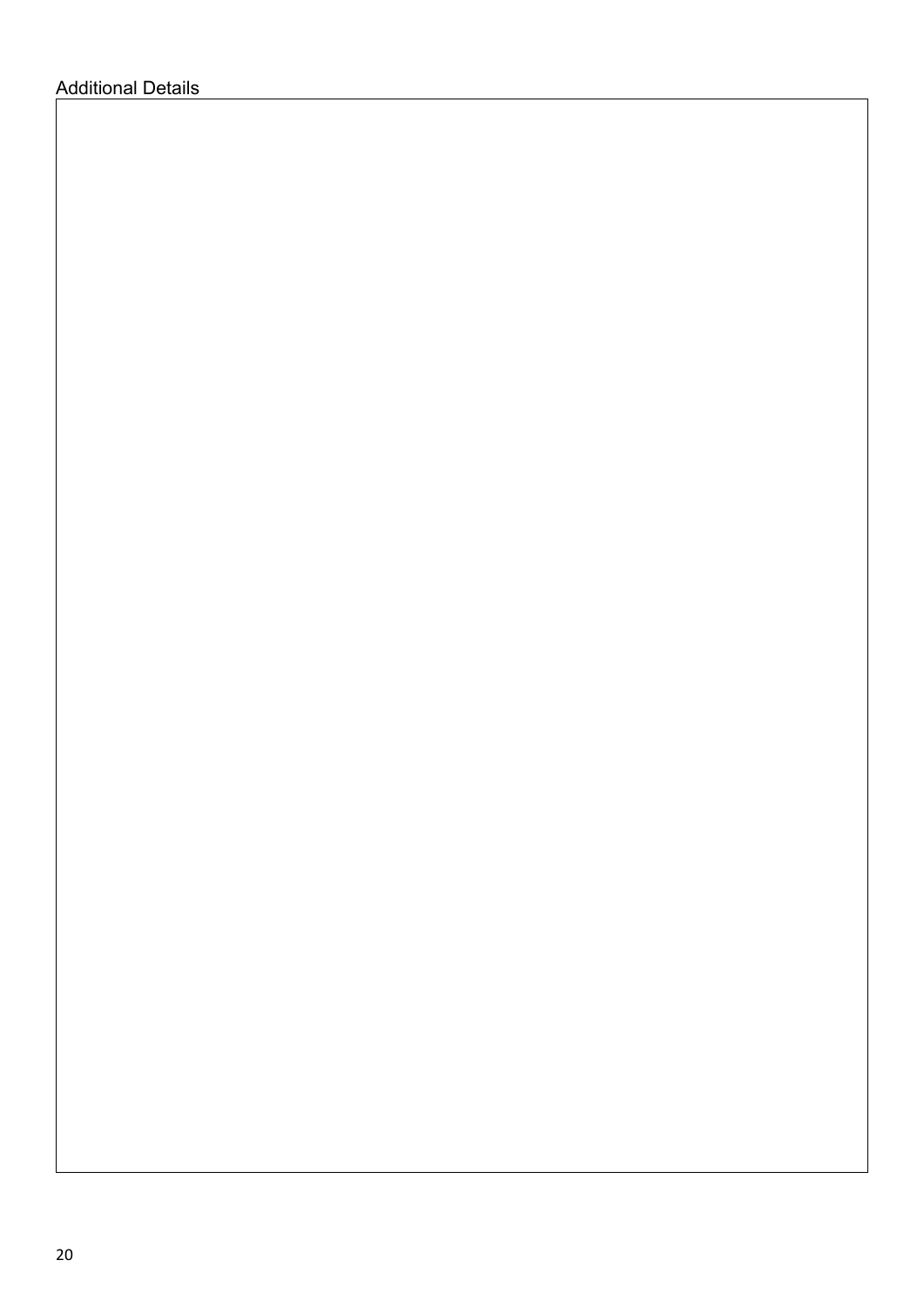Additional Details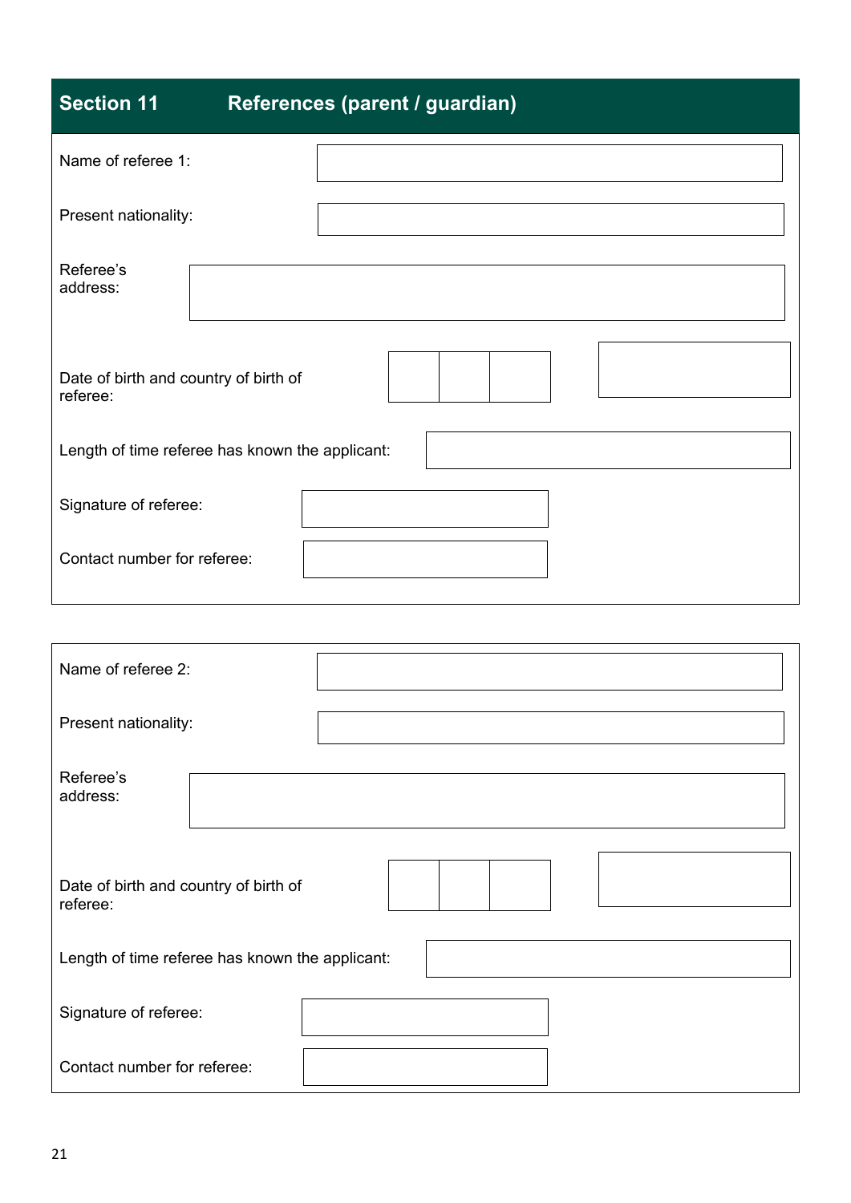## Section 11 References (parent / guardian)

Name of referee 1:

Present nationality:

Referee's address:

Date of birth and country of birth of referee:

Length of time referee has known the applicant:

Signature of referee:

Contact number for referee:

Name of referee 2:

Present nationality:

Referee's address:

Date of birth and country of birth of referee:

Length of time referee has known the applicant:

Signature of referee:

Contact number for referee: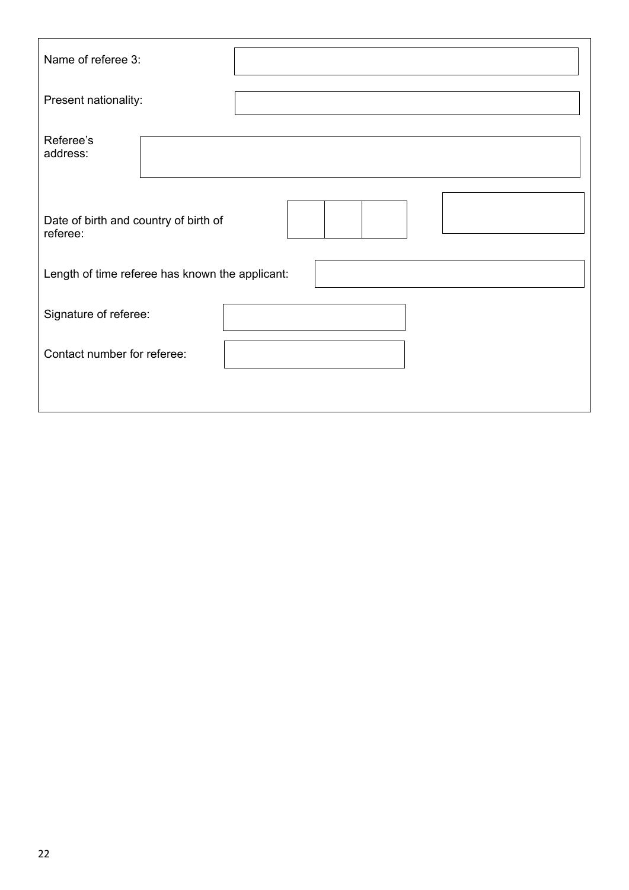| | |
|---|---|
| Name of referee 3: | |
| Present nationality: | |
| Referee's address: | |
| Date of birth and country of birth of referee: | |
| Length of time referee has known the applicant: | |
| Signature of referee: | |
| Contact number for referee: | |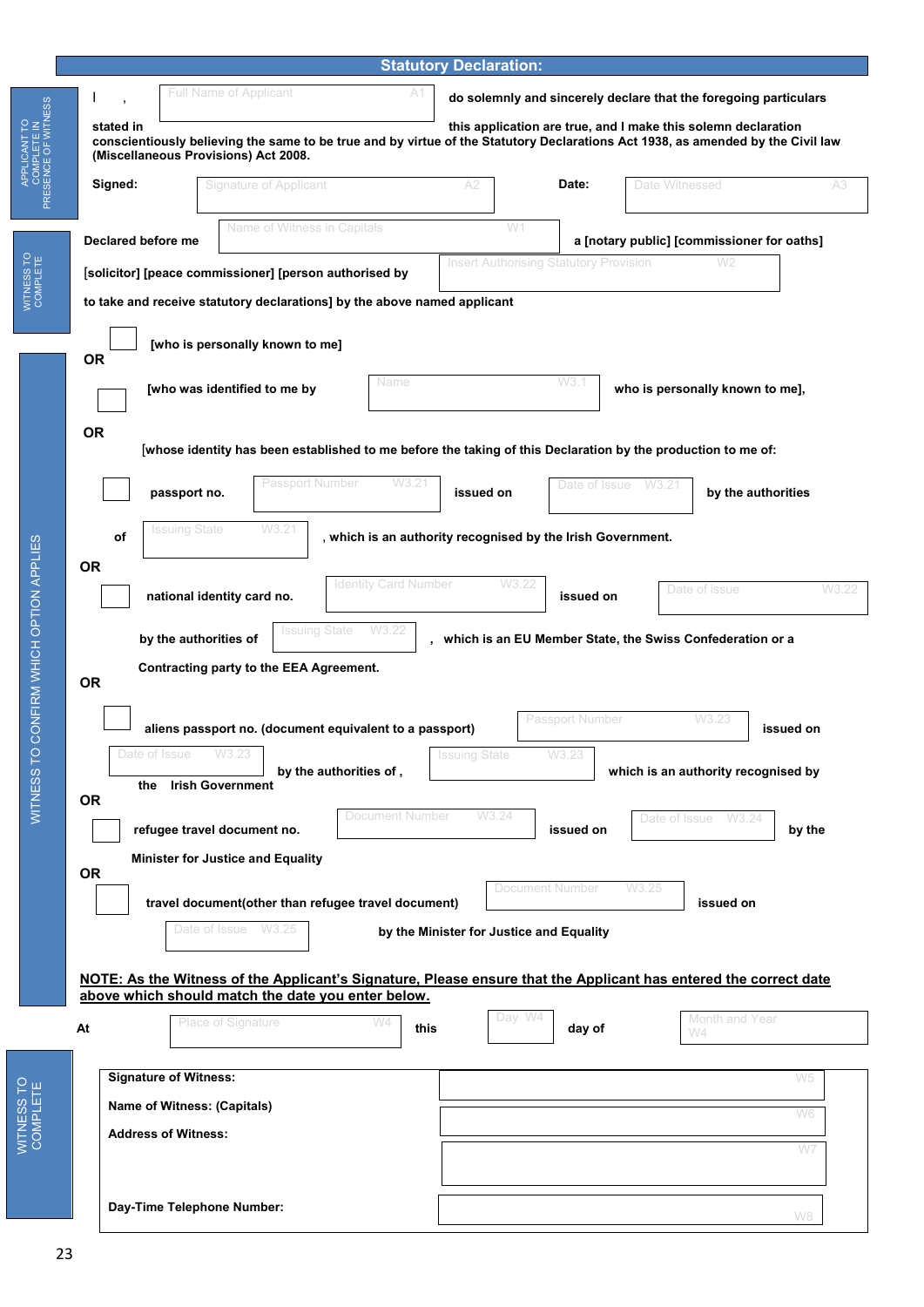## Statutory Declaration:

APPLICANT TO COMPLETE IN PRESENCE OF WITNESS

I , Full Name of Applicant A1 do solemnly and sincerely declare that the foregoing particulars stated in this application are true, and I make this solemn declaration conscientiously believing the same to be true and by virtue of the Statutory Declarations Act 1938, as amended by the Civil law (Miscellaneous Provisions) Act 2008.

**Signed:** Signature of Applicant A2 **Date:** Date Witnessed A3

WITNESS TO COMPLETE

**Declared before me** Name of Witness in Capitals W1 **a [notary public] [commissioner for oaths] [solicitor] [peace commissioner] [person authorised by** Insert Authorising Statutory Provision W2 **to take and receive statutory declarations] by the above named applicant**

WITNESS TO CONFIRM WHICH OPTION APPLIES

☐ **[who is personally known to me]**

**OR**

☐ **[who was identified to me by** Name W3.1 **who is personally known to me],**

**OR**

**[whose identity has been established to me before the taking of this Declaration by the production to me of:**

☐ **passport no.** Passport Number W3.21 **issued on** Date of Issue W3.21 **by the authorities of** Issuing State W3.21 **, which is an authority recognised by the Irish Government.**

**OR**

☐ **national identity card no.** Identity Card Number W3.22 **issued on** Date of issue W3.22 **by the authorities of** Issuing State W3.22 **, which is an EU Member State, the Swiss Confederation or a Contracting party to the EEA Agreement.**

**OR**

☐ **aliens passport no. (document equivalent to a passport)** Passport Number W3.23 **issued on** Date of Issue W3.23 **by the authorities of ,** Issuing State W3.23 **which is an authority recognised by the Irish Government**

**OR**

☐ **refugee travel document no.** Document Number W3.24 **issued on** Date of Issue W3.24 **by the Minister for Justice and Equality**

**OR**

☐ **travel document(other than refugee travel document)** Document Number W3.25 **issued on** Date of Issue W3.25 **by the Minister for Justice and Equality**

**NOTE: As the Witness of the Applicant's Signature, Please ensure that the Applicant has entered the correct date above which should match the date you enter below.**

**At** Place of Signature W4 **this** Day W4 **day of** Month and Year W4

WITNESS TO COMPLETE

| | |
|---|---|
| **Signature of Witness:** | W5 |
| **Name of Witness: (Capitals)** | W6 |
| **Address of Witness:** | W7 |
| **Day-Time Telephone Number:** | W8 |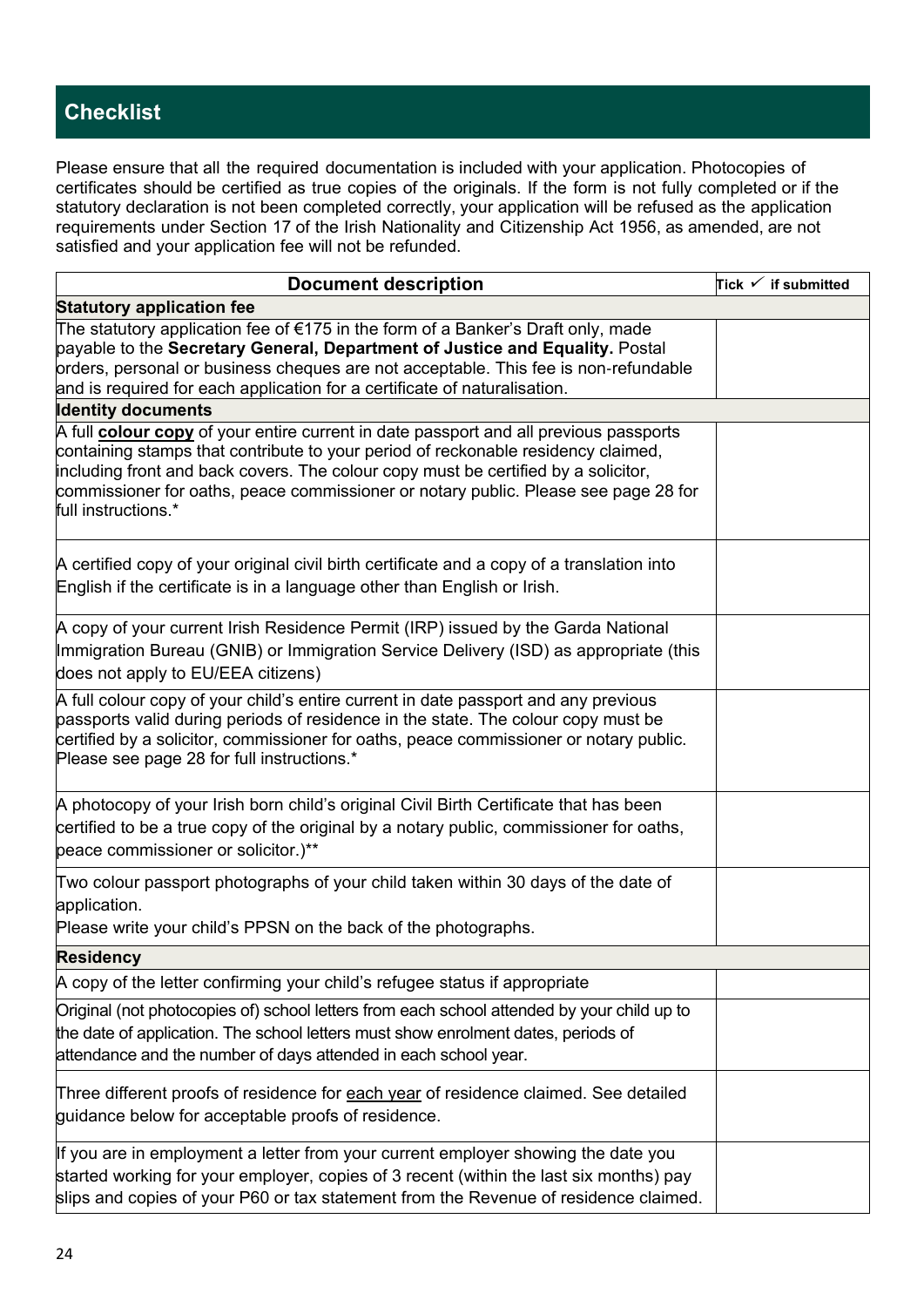## Checklist

Please ensure that all the required documentation is included with your application. Photocopies of certificates should be certified as true copies of the originals. If the form is not fully completed or if the statutory declaration is not been completed correctly, your application will be refused as the application requirements under Section 17 of the Irish Nationality and Citizenship Act 1956, as amended, are not satisfied and your application fee will not be refunded.

| Document description | Tick ✓ if submitted |
|---|---|
| **Statutory application fee** | |
| The statutory application fee of €175 in the form of a Banker's Draft only, made payable to the **Secretary General, Department of Justice and Equality.** Postal orders, personal or business cheques are not acceptable. This fee is non-refundable and is required for each application for a certificate of naturalisation. | |
| **Identity documents** | |
| A full **colour copy** of your entire current in date passport and all previous passports containing stamps that contribute to your period of reckonable residency claimed, including front and back covers. The colour copy must be certified by a solicitor, commissioner for oaths, peace commissioner or notary public. Please see page 28 for full instructions.* | |
| A certified copy of your original civil birth certificate and a copy of a translation into English if the certificate is in a language other than English or Irish. | |
| A copy of your current Irish Residence Permit (IRP) issued by the Garda National Immigration Bureau (GNIB) or Immigration Service Delivery (ISD) as appropriate (this does not apply to EU/EEA citizens) | |
| A full colour copy of your child's entire current in date passport and any previous passports valid during periods of residence in the state. The colour copy must be certified by a solicitor, commissioner for oaths, peace commissioner or notary public. Please see page 28 for full instructions.* | |
| A photocopy of your Irish born child's original Civil Birth Certificate that has been certified to be a true copy of the original by a notary public, commissioner for oaths, peace commissioner or solicitor.)** | |
| Two colour passport photographs of your child taken within 30 days of the date of application.<br>Please write your child's PPSN on the back of the photographs. | |
| **Residency** | |
| A copy of the letter confirming your child's refugee status if appropriate | |
| Original (not photocopies of) school letters from each school attended by your child up to the date of application. The school letters must show enrolment dates, periods of attendance and the number of days attended in each school year. | |
| Three different proofs of residence for each year of residence claimed. See detailed guidance below for acceptable proofs of residence. | |
| If you are in employment a letter from your current employer showing the date you started working for your employer, copies of 3 recent (within the last six months) pay slips and copies of your P60 or tax statement from the Revenue of residence claimed. | |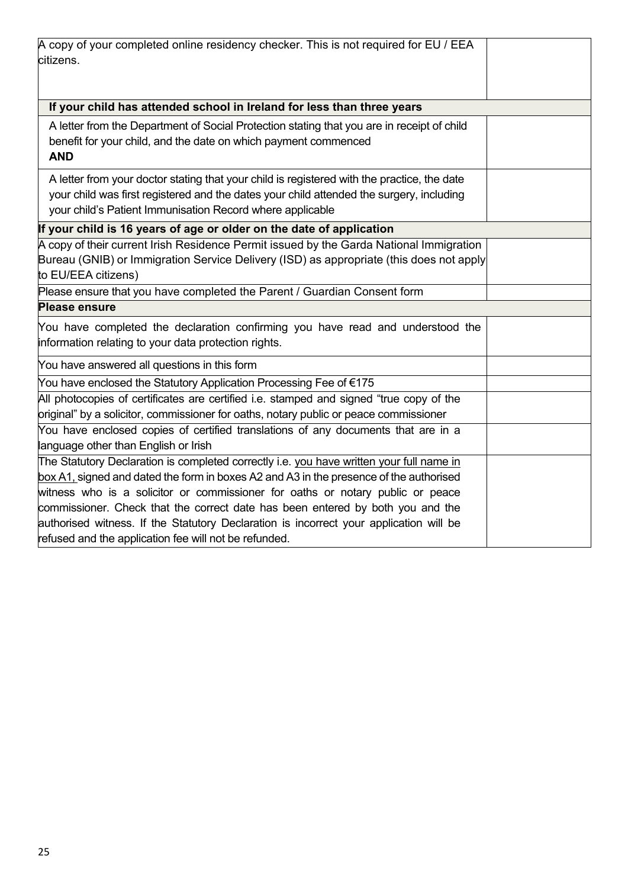| | |
|---|---|
| A copy of your completed online residency checker. This is not required for EU / EEA citizens. | |
| **If your child has attended school in Ireland for less than three years** | |
| A letter from the Department of Social Protection stating that you are in receipt of child benefit for your child, and the date on which payment commenced **AND** | |
| A letter from your doctor stating that your child is registered with the practice, the date your child was first registered and the dates your child attended the surgery, including your child's Patient Immunisation Record where applicable | |
| **If your child is 16 years of age or older on the date of application** | |
| A copy of their current Irish Residence Permit issued by the Garda National Immigration Bureau (GNIB) or Immigration Service Delivery (ISD) as appropriate (this does not apply to EU/EEA citizens) | |
| Please ensure that you have completed the Parent / Guardian Consent form | |
| **Please ensure** | |
| You have completed the declaration confirming you have read and understood the information relating to your data protection rights. | |
| You have answered all questions in this form | |
| You have enclosed the Statutory Application Processing Fee of €175 | |
| All photocopies of certificates are certified i.e. stamped and signed "true copy of the original" by a solicitor, commissioner for oaths, notary public or peace commissioner | |
| You have enclosed copies of certified translations of any documents that are in a language other than English or Irish | |
| The Statutory Declaration is completed correctly i.e. you have written your full name in box A1, signed and dated the form in boxes A2 and A3 in the presence of the authorised witness who is a solicitor or commissioner for oaths or notary public or peace commissioner. Check that the correct date has been entered by both you and the authorised witness. If the Statutory Declaration is incorrect your application will be refused and the application fee will not be refunded. | |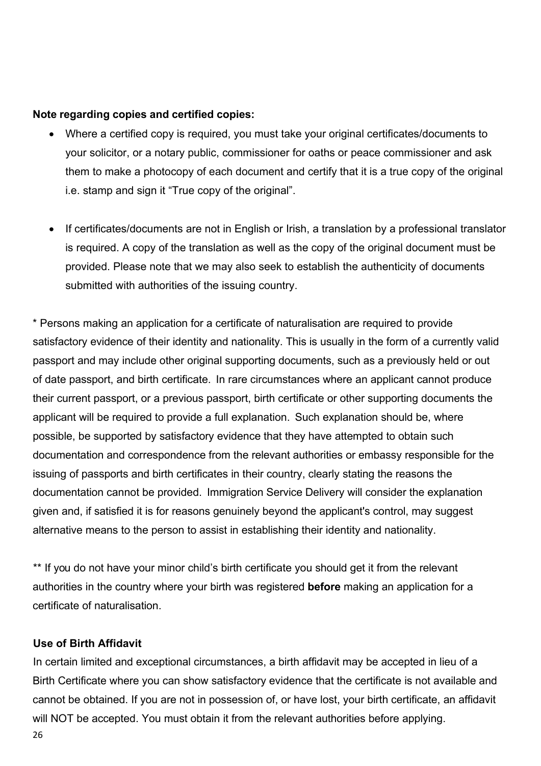**Note regarding copies and certified copies:**

- Where a certified copy is required, you must take your original certificates/documents to your solicitor, or a notary public, commissioner for oaths or peace commissioner and ask them to make a photocopy of each document and certify that it is a true copy of the original i.e. stamp and sign it "True copy of the original".

- If certificates/documents are not in English or Irish, a translation by a professional translator is required. A copy of the translation as well as the copy of the original document must be provided. Please note that we may also seek to establish the authenticity of documents submitted with authorities of the issuing country.

* Persons making an application for a certificate of naturalisation are required to provide satisfactory evidence of their identity and nationality. This is usually in the form of a currently valid passport and may include other original supporting documents, such as a previously held or out of date passport, and birth certificate. In rare circumstances where an applicant cannot produce their current passport, or a previous passport, birth certificate or other supporting documents the applicant will be required to provide a full explanation. Such explanation should be, where possible, be supported by satisfactory evidence that they have attempted to obtain such documentation and correspondence from the relevant authorities or embassy responsible for the issuing of passports and birth certificates in their country, clearly stating the reasons the documentation cannot be provided. Immigration Service Delivery will consider the explanation given and, if satisfied it is for reasons genuinely beyond the applicant's control, may suggest alternative means to the person to assist in establishing their identity and nationality.

** If you do not have your minor child's birth certificate you should get it from the relevant authorities in the country where your birth was registered **before** making an application for a certificate of naturalisation.

**Use of Birth Affidavit**

In certain limited and exceptional circumstances, a birth affidavit may be accepted in lieu of a Birth Certificate where you can show satisfactory evidence that the certificate is not available and cannot be obtained. If you are not in possession of, or have lost, your birth certificate, an affidavit will NOT be accepted. You must obtain it from the relevant authorities before applying.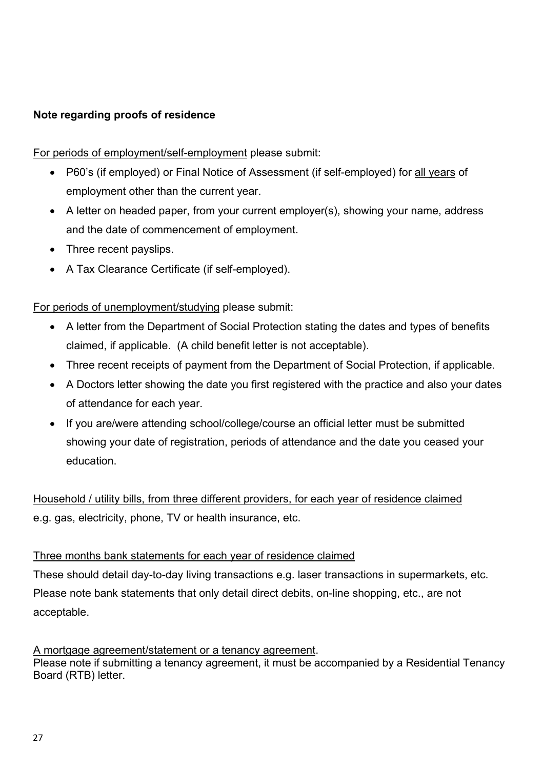**Note regarding proofs of residence**

<u>For periods of employment/self-employment</u> please submit:

- P60's (if employed) or Final Notice of Assessment (if self-employed) for <u>all years</u> of employment other than the current year.
- A letter on headed paper, from your current employer(s), showing your name, address and the date of commencement of employment.
- Three recent payslips.
- A Tax Clearance Certificate (if self-employed).

<u>For periods of unemployment/studying</u> please submit:

- A letter from the Department of Social Protection stating the dates and types of benefits claimed, if applicable. (A child benefit letter is not acceptable).
- Three recent receipts of payment from the Department of Social Protection, if applicable.
- A Doctors letter showing the date you first registered with the practice and also your dates of attendance for each year.
- If you are/were attending school/college/course an official letter must be submitted showing your date of registration, periods of attendance and the date you ceased your education.

<u>Household / utility bills, from three different providers, for each year of residence claimed</u>
e.g. gas, electricity, phone, TV or health insurance, etc.

<u>Three months bank statements for each year of residence claimed</u>
These should detail day-to-day living transactions e.g. laser transactions in supermarkets, etc. Please note bank statements that only detail direct debits, on-line shopping, etc., are not acceptable.

<u>A mortgage agreement/statement or a tenancy agreement</u>.
Please note if submitting a tenancy agreement, it must be accompanied by a Residential Tenancy Board (RTB) letter.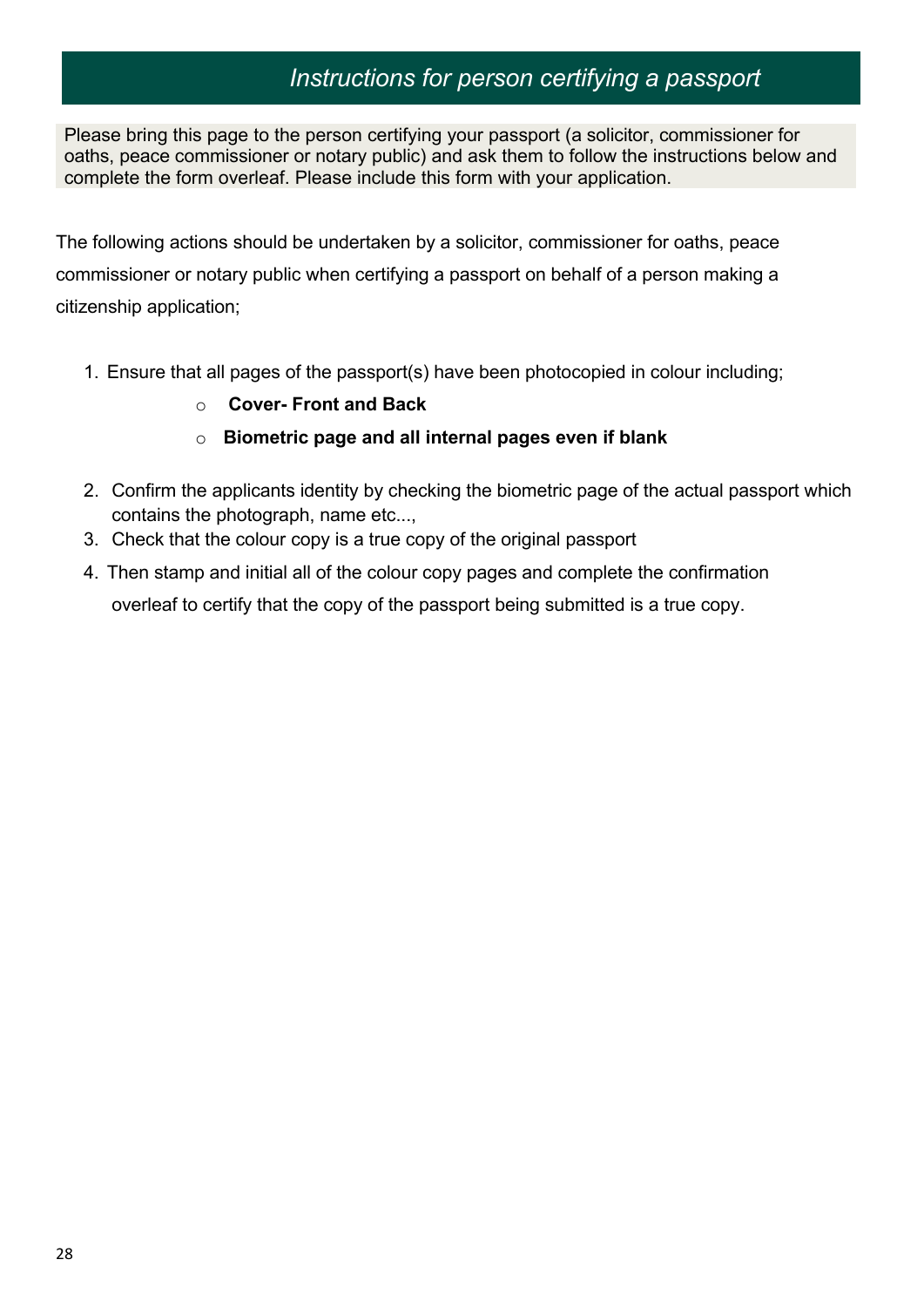## *Instructions for person certifying a passport*

Please bring this page to the person certifying your passport (a solicitor, commissioner for oaths, peace commissioner or notary public) and ask them to follow the instructions below and complete the form overleaf. Please include this form with your application.

The following actions should be undertaken by a solicitor, commissioner for oaths, peace commissioner or notary public when certifying a passport on behalf of a person making a citizenship application;

1. Ensure that all pages of the passport(s) have been photocopied in colour including;
   - **Cover- Front and Back**
   - **Biometric page and all internal pages even if blank**
2. Confirm the applicants identity by checking the biometric page of the actual passport which contains the photograph, name etc...,
3. Check that the colour copy is a true copy of the original passport
4. Then stamp and initial all of the colour copy pages and complete the confirmation overleaf to certify that the copy of the passport being submitted is a true copy.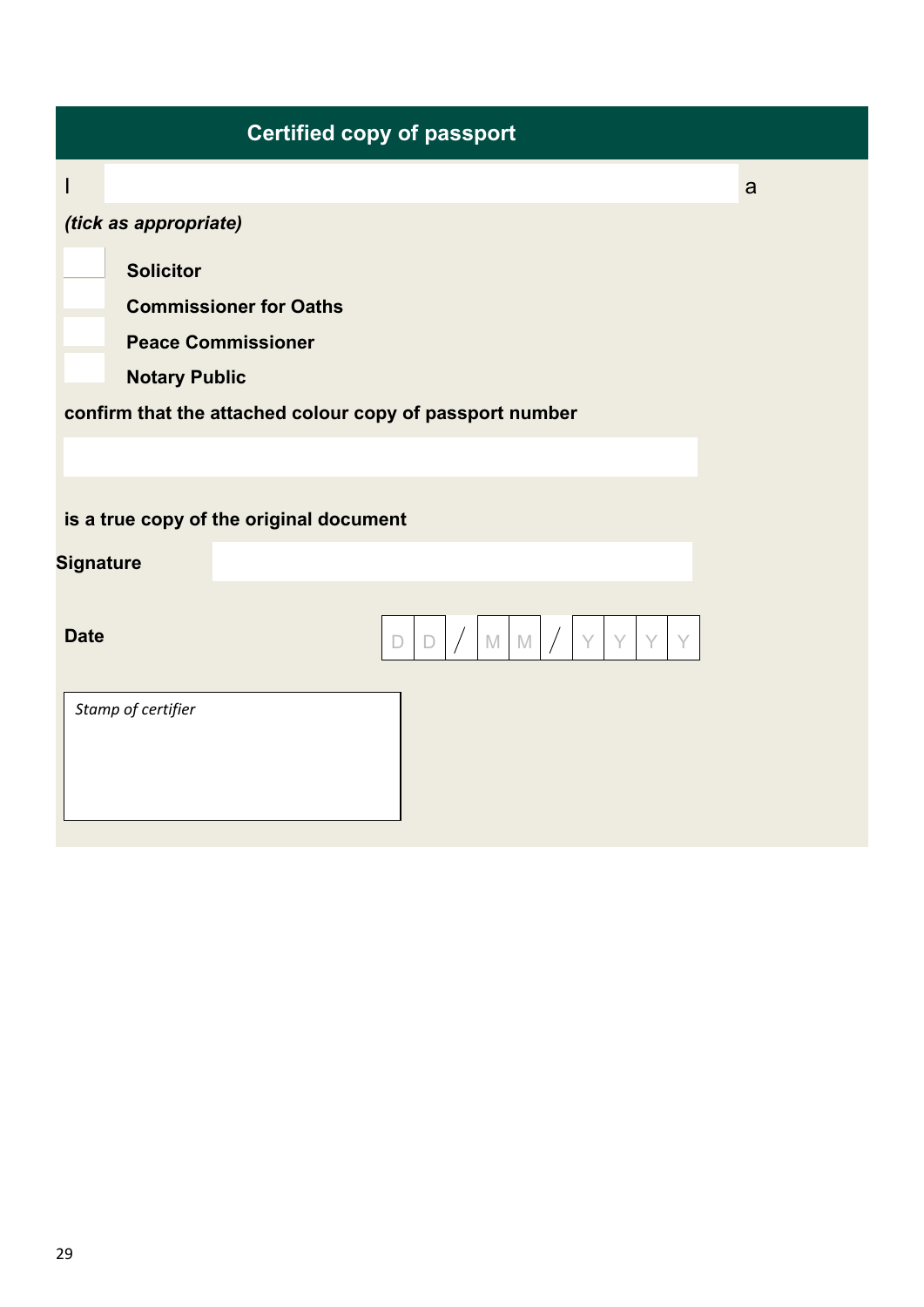## Certified copy of passport

I ______________________________ a

*(tick as appropriate)*

- [ ] **Solicitor**
- [ ] **Commissioner for Oaths**
- [ ] **Peace Commissioner**
- [ ] **Notary Public**

**confirm that the attached colour copy of passport number**

______________________________

**is a true copy of the original document**

**Signature** ______________________________

**Date** D D / M M / Y Y Y Y

*Stamp of certifier*